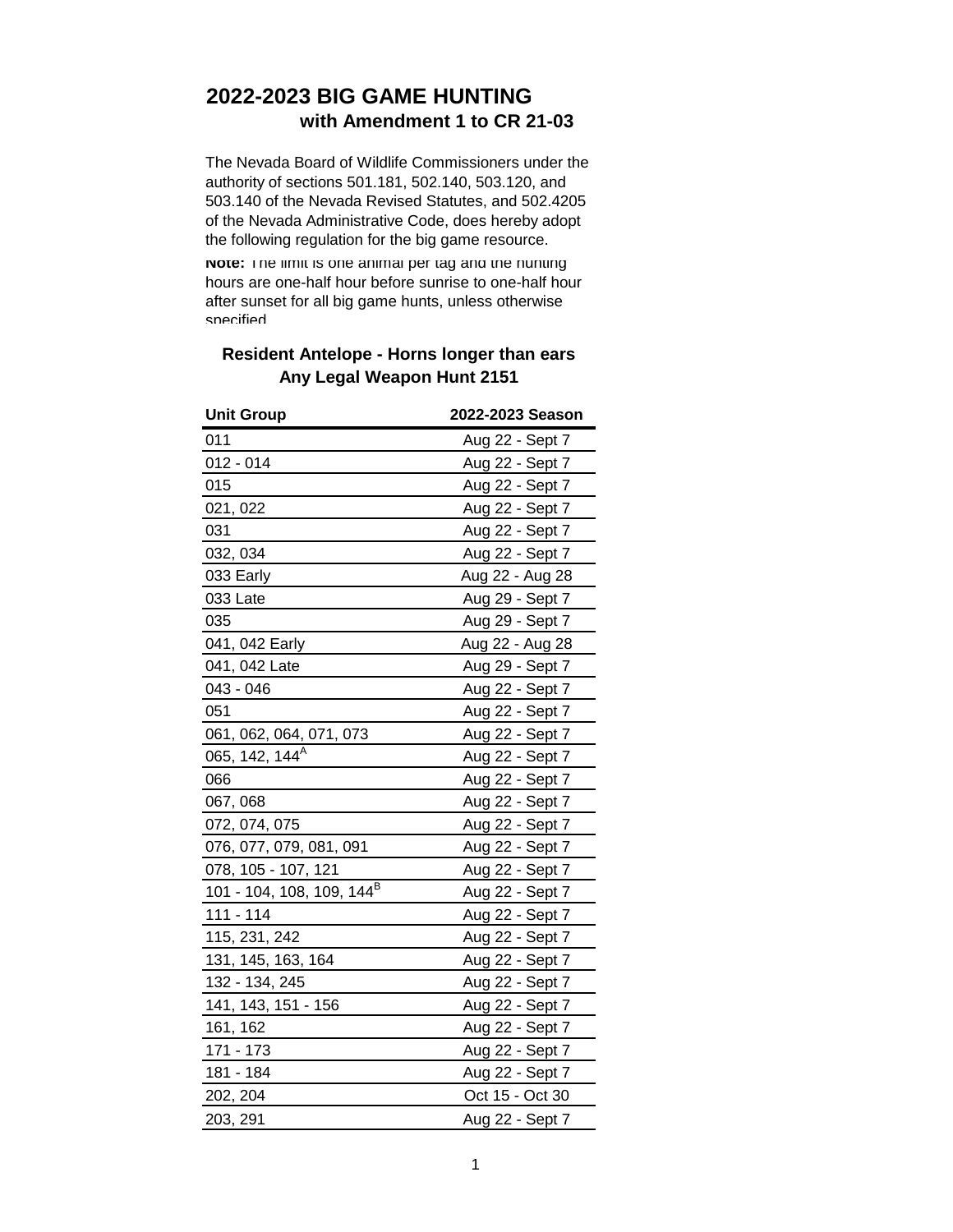# 2022-2023 BIG GAME HUNTING
## with Amendment 1 to CR 21-03

The Nevada Board of Wildlife Commissioners under the authority of sections 501.181, 502.140, 503.120, and 503.140 of the Nevada Revised Statutes, and 502.4205 of the Nevada Administrative Code, does hereby adopt the following regulation for the big game resource.

**Note:** The limit is one animal per tag and the hunting hours are one-half hour before sunrise to one-half hour after sunset for all big game hunts, unless otherwise specified.

### Resident Antelope - Horns longer than ears
### Any Legal Weapon Hunt 2151

| Unit Group | 2022-2023 Season |
|---|---|
| 011 | Aug 22 - Sept 7 |
| 012 - 014 | Aug 22 - Sept 7 |
| 015 | Aug 22 - Sept 7 |
| 021, 022 | Aug 22 - Sept 7 |
| 031 | Aug 22 - Sept 7 |
| 032, 034 | Aug 22 - Sept 7 |
| 033 Early | Aug 22 - Aug 28 |
| 033 Late | Aug 29 - Sept 7 |
| 035 | Aug 29 - Sept 7 |
| 041, 042 Early | Aug 22 - Aug 28 |
| 041, 042 Late | Aug 29 - Sept 7 |
| 043 - 046 | Aug 22 - Sept 7 |
| 051 | Aug 22 - Sept 7 |
| 061, 062, 064, 071, 073 | Aug 22 - Sept 7 |
| 065, 142, 144[A] | Aug 22 - Sept 7 |
| 066 | Aug 22 - Sept 7 |
| 067, 068 | Aug 22 - Sept 7 |
| 072, 074, 075 | Aug 22 - Sept 7 |
| 076, 077, 079, 081, 091 | Aug 22 - Sept 7 |
| 078, 105 - 107, 121 | Aug 22 - Sept 7 |
| 101 - 104, 108, 109, 144[B] | Aug 22 - Sept 7 |
| 111 - 114 | Aug 22 - Sept 7 |
| 115, 231, 242 | Aug 22 - Sept 7 |
| 131, 145, 163, 164 | Aug 22 - Sept 7 |
| 132 - 134, 245 | Aug 22 - Sept 7 |
| 141, 143, 151 - 156 | Aug 22 - Sept 7 |
| 161, 162 | Aug 22 - Sept 7 |
| 171 - 173 | Aug 22 - Sept 7 |
| 181 - 184 | Aug 22 - Sept 7 |
| 202, 204 | Oct 15 - Oct 30 |
| 203, 291 | Aug 22 - Sept 7 |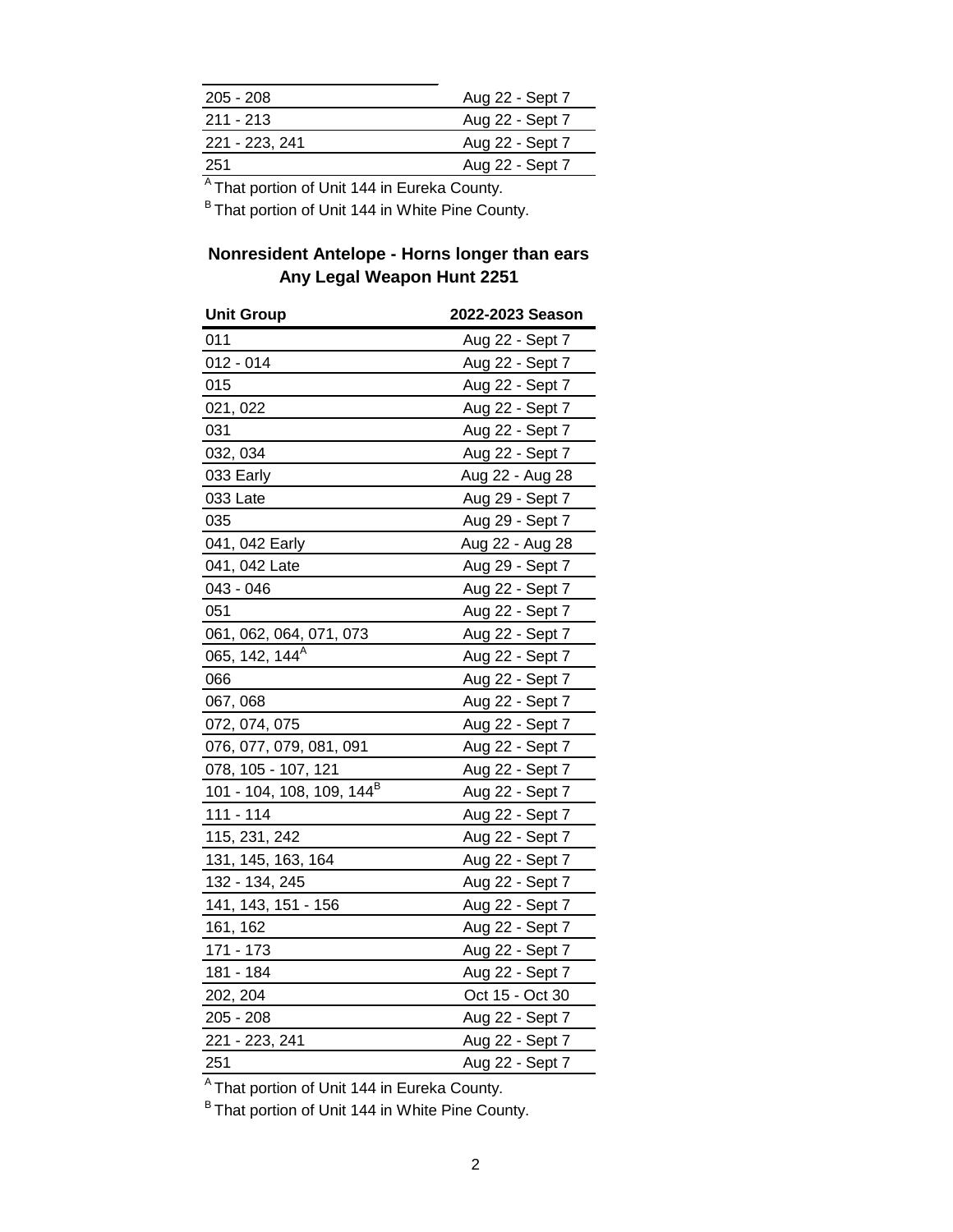| | |
|---|---|
| 205 - 208 | Aug 22 - Sept 7 |
| 211 - 213 | Aug 22 - Sept 7 |
| 221 - 223, 241 | Aug 22 - Sept 7 |
| 251 | Aug 22 - Sept 7 |

[A] That portion of Unit 144 in Eureka County.

[B] That portion of Unit 144 in White Pine County.

## Nonresident Antelope - Horns longer than ears Any Legal Weapon Hunt 2251

| Unit Group | 2022-2023 Season |
|---|---|
| 011 | Aug 22 - Sept 7 |
| 012 - 014 | Aug 22 - Sept 7 |
| 015 | Aug 22 - Sept 7 |
| 021, 022 | Aug 22 - Sept 7 |
| 031 | Aug 22 - Sept 7 |
| 032, 034 | Aug 22 - Sept 7 |
| 033 Early | Aug 22 - Aug 28 |
| 033 Late | Aug 29 - Sept 7 |
| 035 | Aug 29 - Sept 7 |
| 041, 042 Early | Aug 22 - Aug 28 |
| 041, 042 Late | Aug 29 - Sept 7 |
| 043 - 046 | Aug 22 - Sept 7 |
| 051 | Aug 22 - Sept 7 |
| 061, 062, 064, 071, 073 | Aug 22 - Sept 7 |
| 065, 142, 144[A] | Aug 22 - Sept 7 |
| 066 | Aug 22 - Sept 7 |
| 067, 068 | Aug 22 - Sept 7 |
| 072, 074, 075 | Aug 22 - Sept 7 |
| 076, 077, 079, 081, 091 | Aug 22 - Sept 7 |
| 078, 105 - 107, 121 | Aug 22 - Sept 7 |
| 101 - 104, 108, 109, 144[B] | Aug 22 - Sept 7 |
| 111 - 114 | Aug 22 - Sept 7 |
| 115, 231, 242 | Aug 22 - Sept 7 |
| 131, 145, 163, 164 | Aug 22 - Sept 7 |
| 132 - 134, 245 | Aug 22 - Sept 7 |
| 141, 143, 151 - 156 | Aug 22 - Sept 7 |
| 161, 162 | Aug 22 - Sept 7 |
| 171 - 173 | Aug 22 - Sept 7 |
| 181 - 184 | Aug 22 - Sept 7 |
| 202, 204 | Oct 15 - Oct 30 |
| 205 - 208 | Aug 22 - Sept 7 |
| 221 - 223, 241 | Aug 22 - Sept 7 |
| 251 | Aug 22 - Sept 7 |

[A] That portion of Unit 144 in Eureka County.

[B] That portion of Unit 144 in White Pine County.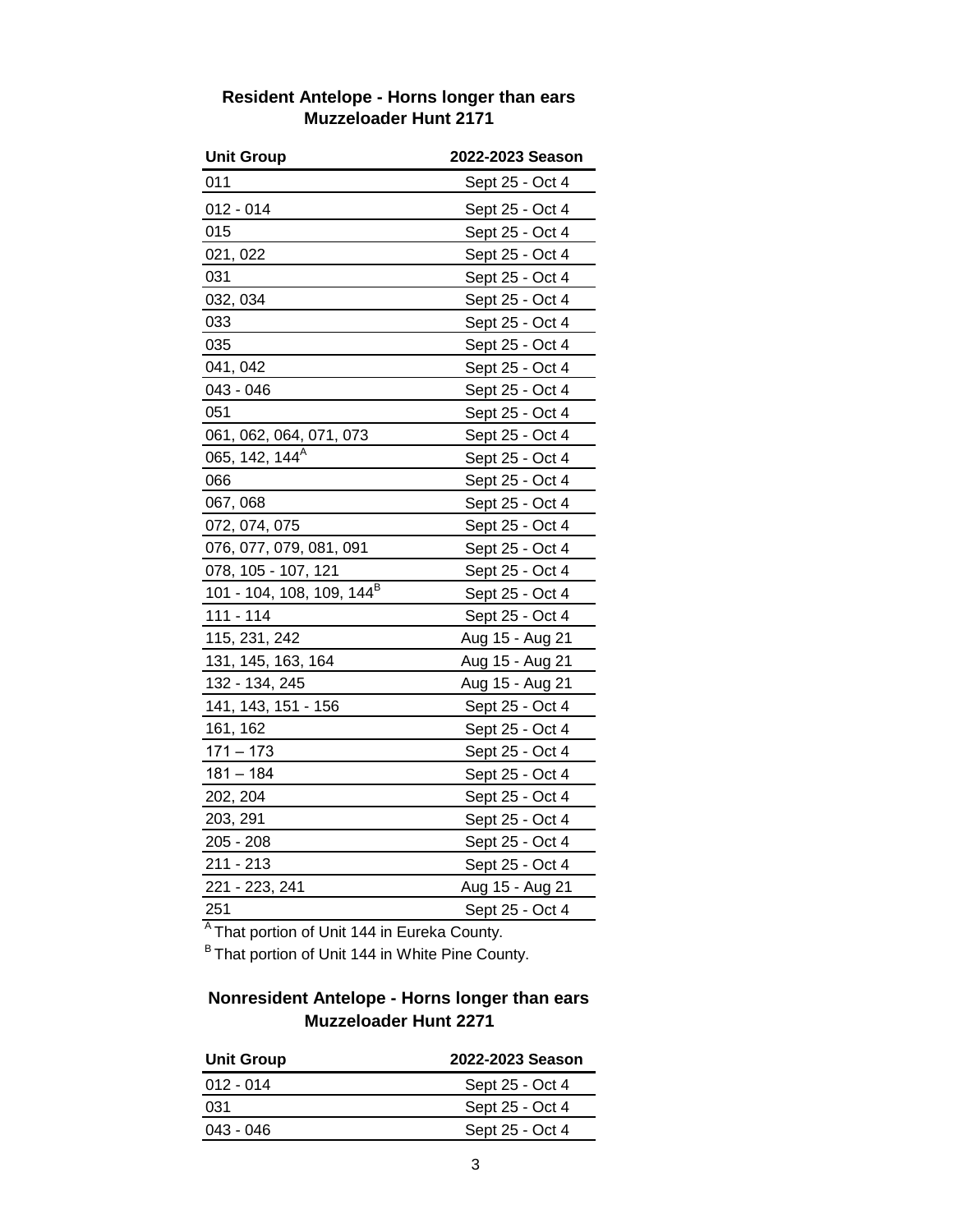**Resident Antelope - Horns longer than ears**
**Muzzeloader Hunt 2171**

| Unit Group | 2022-2023 Season |
|---|---|
| 011 | Sept 25 - Oct 4 |
| 012 - 014 | Sept 25 - Oct 4 |
| 015 | Sept 25 - Oct 4 |
| 021, 022 | Sept 25 - Oct 4 |
| 031 | Sept 25 - Oct 4 |
| 032, 034 | Sept 25 - Oct 4 |
| 033 | Sept 25 - Oct 4 |
| 035 | Sept 25 - Oct 4 |
| 041, 042 | Sept 25 - Oct 4 |
| 043 - 046 | Sept 25 - Oct 4 |
| 051 | Sept 25 - Oct 4 |
| 061, 062, 064, 071, 073 | Sept 25 - Oct 4 |
| 065, 142, 144[A] | Sept 25 - Oct 4 |
| 066 | Sept 25 - Oct 4 |
| 067, 068 | Sept 25 - Oct 4 |
| 072, 074, 075 | Sept 25 - Oct 4 |
| 076, 077, 079, 081, 091 | Sept 25 - Oct 4 |
| 078, 105 - 107, 121 | Sept 25 - Oct 4 |
| 101 - 104, 108, 109, 144[B] | Sept 25 - Oct 4 |
| 111 - 114 | Sept 25 - Oct 4 |
| 115, 231, 242 | Aug 15 - Aug 21 |
| 131, 145, 163, 164 | Aug 15 - Aug 21 |
| 132 - 134, 245 | Aug 15 - Aug 21 |
| 141, 143, 151 - 156 | Sept 25 - Oct 4 |
| 161, 162 | Sept 25 - Oct 4 |
| 171 – 173 | Sept 25 - Oct 4 |
| 181 – 184 | Sept 25 - Oct 4 |
| 202, 204 | Sept 25 - Oct 4 |
| 203, 291 | Sept 25 - Oct 4 |
| 205 - 208 | Sept 25 - Oct 4 |
| 211 - 213 | Sept 25 - Oct 4 |
| 221 - 223, 241 | Aug 15 - Aug 21 |
| 251 | Sept 25 - Oct 4 |

[A] That portion of Unit 144 in Eureka County.

[B] That portion of Unit 144 in White Pine County.

**Nonresident Antelope - Horns longer than ears**
**Muzzeloader Hunt 2271**

| Unit Group | 2022-2023 Season |
|---|---|
| 012 - 014 | Sept 25 - Oct 4 |
| 031 | Sept 25 - Oct 4 |
| 043 - 046 | Sept 25 - Oct 4 |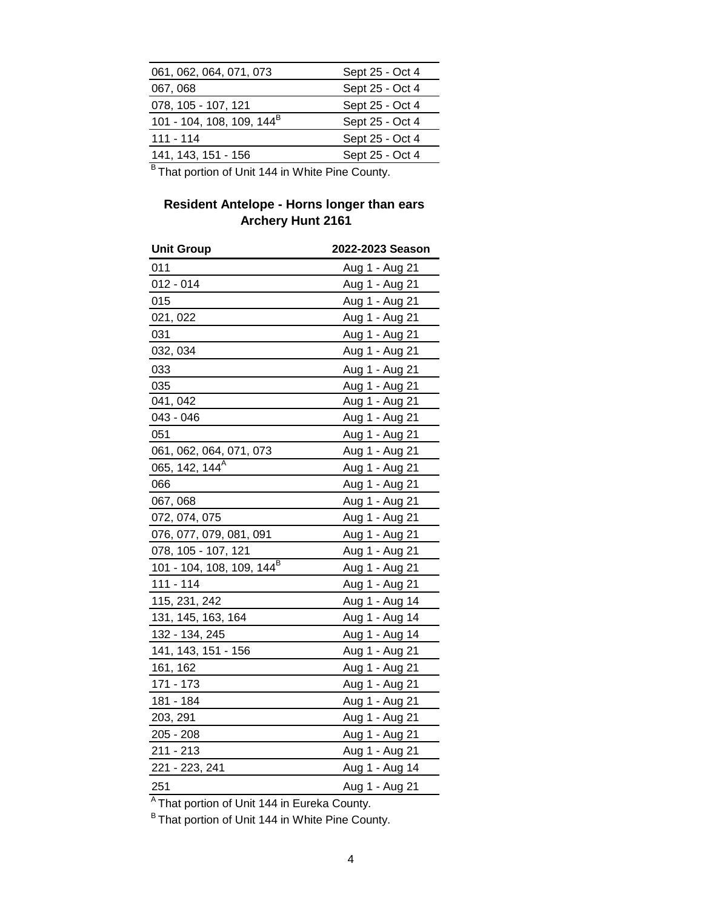| | |
|---|---|
| 061, 062, 064, 071, 073 | Sept 25 - Oct 4 |
| 067, 068 | Sept 25 - Oct 4 |
| 078, 105 - 107, 121 | Sept 25 - Oct 4 |
| 101 - 104, 108, 109, 144[B] | Sept 25 - Oct 4 |
| 111 - 114 | Sept 25 - Oct 4 |
| 141, 143, 151 - 156 | Sept 25 - Oct 4 |

[B] That portion of Unit 144 in White Pine County.

### Resident Antelope - Horns longer than ears
### Archery Hunt 2161

| Unit Group | 2022-2023 Season |
|---|---|
| 011 | Aug 1 - Aug 21 |
| 012 - 014 | Aug 1 - Aug 21 |
| 015 | Aug 1 - Aug 21 |
| 021, 022 | Aug 1 - Aug 21 |
| 031 | Aug 1 - Aug 21 |
| 032, 034 | Aug 1 - Aug 21 |
| 033 | Aug 1 - Aug 21 |
| 035 | Aug 1 - Aug 21 |
| 041, 042 | Aug 1 - Aug 21 |
| 043 - 046 | Aug 1 - Aug 21 |
| 051 | Aug 1 - Aug 21 |
| 061, 062, 064, 071, 073 | Aug 1 - Aug 21 |
| 065, 142, 144[A] | Aug 1 - Aug 21 |
| 066 | Aug 1 - Aug 21 |
| 067, 068 | Aug 1 - Aug 21 |
| 072, 074, 075 | Aug 1 - Aug 21 |
| 076, 077, 079, 081, 091 | Aug 1 - Aug 21 |
| 078, 105 - 107, 121 | Aug 1 - Aug 21 |
| 101 - 104, 108, 109, 144[B] | Aug 1 - Aug 21 |
| 111 - 114 | Aug 1 - Aug 21 |
| 115, 231, 242 | Aug 1 - Aug 14 |
| 131, 145, 163, 164 | Aug 1 - Aug 14 |
| 132 - 134, 245 | Aug 1 - Aug 14 |
| 141, 143, 151 - 156 | Aug 1 - Aug 21 |
| 161, 162 | Aug 1 - Aug 21 |
| 171 - 173 | Aug 1 - Aug 21 |
| 181 - 184 | Aug 1 - Aug 21 |
| 203, 291 | Aug 1 - Aug 21 |
| 205 - 208 | Aug 1 - Aug 21 |
| 211 - 213 | Aug 1 - Aug 21 |
| 221 - 223, 241 | Aug 1 - Aug 14 |
| 251 | Aug 1 - Aug 21 |

[A] That portion of Unit 144 in Eureka County.

[B] That portion of Unit 144 in White Pine County.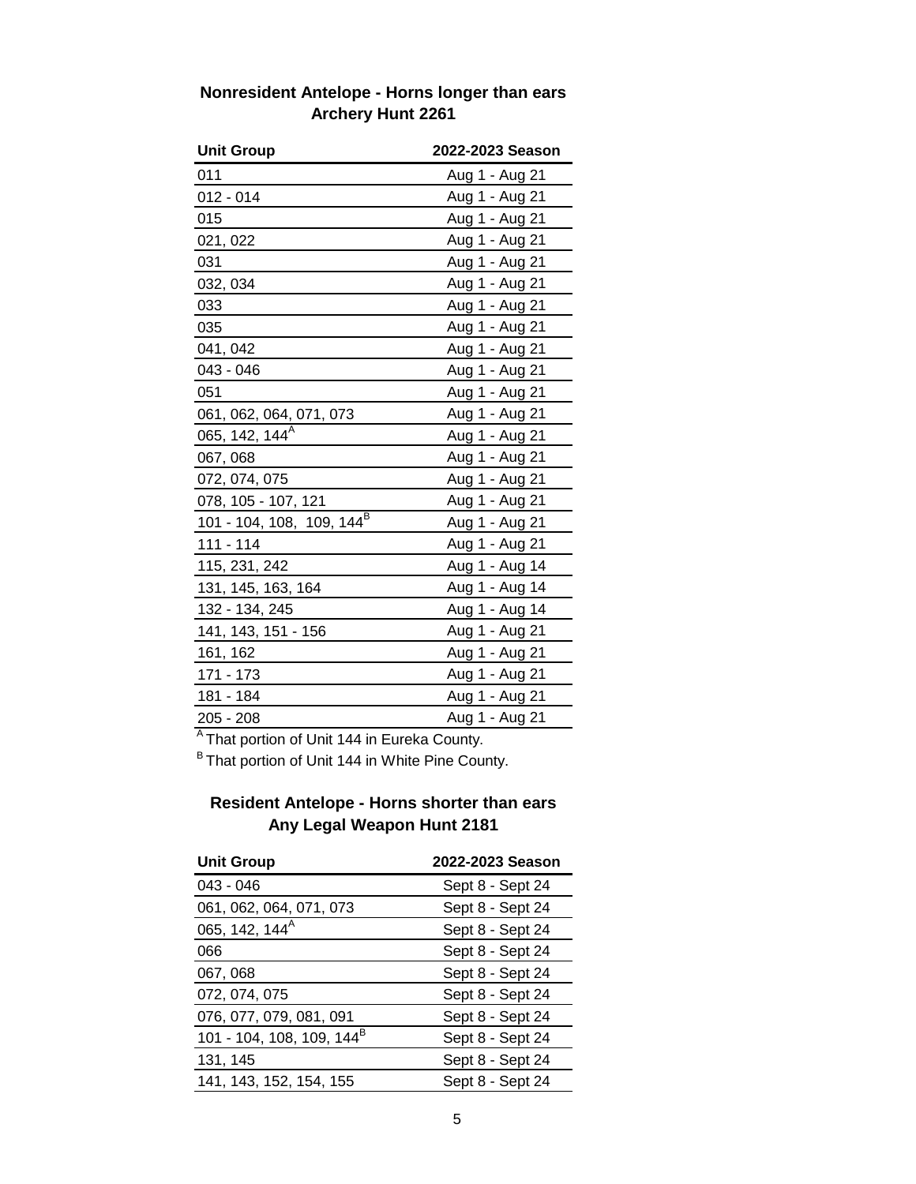## Nonresident Antelope - Horns longer than ears
## Archery Hunt 2261

| Unit Group | 2022-2023 Season |
|---|---|
| 011 | Aug 1 - Aug 21 |
| 012 - 014 | Aug 1 - Aug 21 |
| 015 | Aug 1 - Aug 21 |
| 021, 022 | Aug 1 - Aug 21 |
| 031 | Aug 1 - Aug 21 |
| 032, 034 | Aug 1 - Aug 21 |
| 033 | Aug 1 - Aug 21 |
| 035 | Aug 1 - Aug 21 |
| 041, 042 | Aug 1 - Aug 21 |
| 043 - 046 | Aug 1 - Aug 21 |
| 051 | Aug 1 - Aug 21 |
| 061, 062, 064, 071, 073 | Aug 1 - Aug 21 |
| 065, 142, 144[A] | Aug 1 - Aug 21 |
| 067, 068 | Aug 1 - Aug 21 |
| 072, 074, 075 | Aug 1 - Aug 21 |
| 078, 105 - 107, 121 | Aug 1 - Aug 21 |
| 101 - 104, 108, 109, 144[B] | Aug 1 - Aug 21 |
| 111 - 114 | Aug 1 - Aug 21 |
| 115, 231, 242 | Aug 1 - Aug 14 |
| 131, 145, 163, 164 | Aug 1 - Aug 14 |
| 132 - 134, 245 | Aug 1 - Aug 14 |
| 141, 143, 151 - 156 | Aug 1 - Aug 21 |
| 161, 162 | Aug 1 - Aug 21 |
| 171 - 173 | Aug 1 - Aug 21 |
| 181 - 184 | Aug 1 - Aug 21 |
| 205 - 208 | Aug 1 - Aug 21 |

[A] That portion of Unit 144 in Eureka County.

[B] That portion of Unit 144 in White Pine County.

## Resident Antelope - Horns shorter than ears
## Any Legal Weapon Hunt 2181

| Unit Group | 2022-2023 Season |
|---|---|
| 043 - 046 | Sept 8 - Sept 24 |
| 061, 062, 064, 071, 073 | Sept 8 - Sept 24 |
| 065, 142, 144[A] | Sept 8 - Sept 24 |
| 066 | Sept 8 - Sept 24 |
| 067, 068 | Sept 8 - Sept 24 |
| 072, 074, 075 | Sept 8 - Sept 24 |
| 076, 077, 079, 081, 091 | Sept 8 - Sept 24 |
| 101 - 104, 108, 109, 144[B] | Sept 8 - Sept 24 |
| 131, 145 | Sept 8 - Sept 24 |
| 141, 143, 152, 154, 155 | Sept 8 - Sept 24 |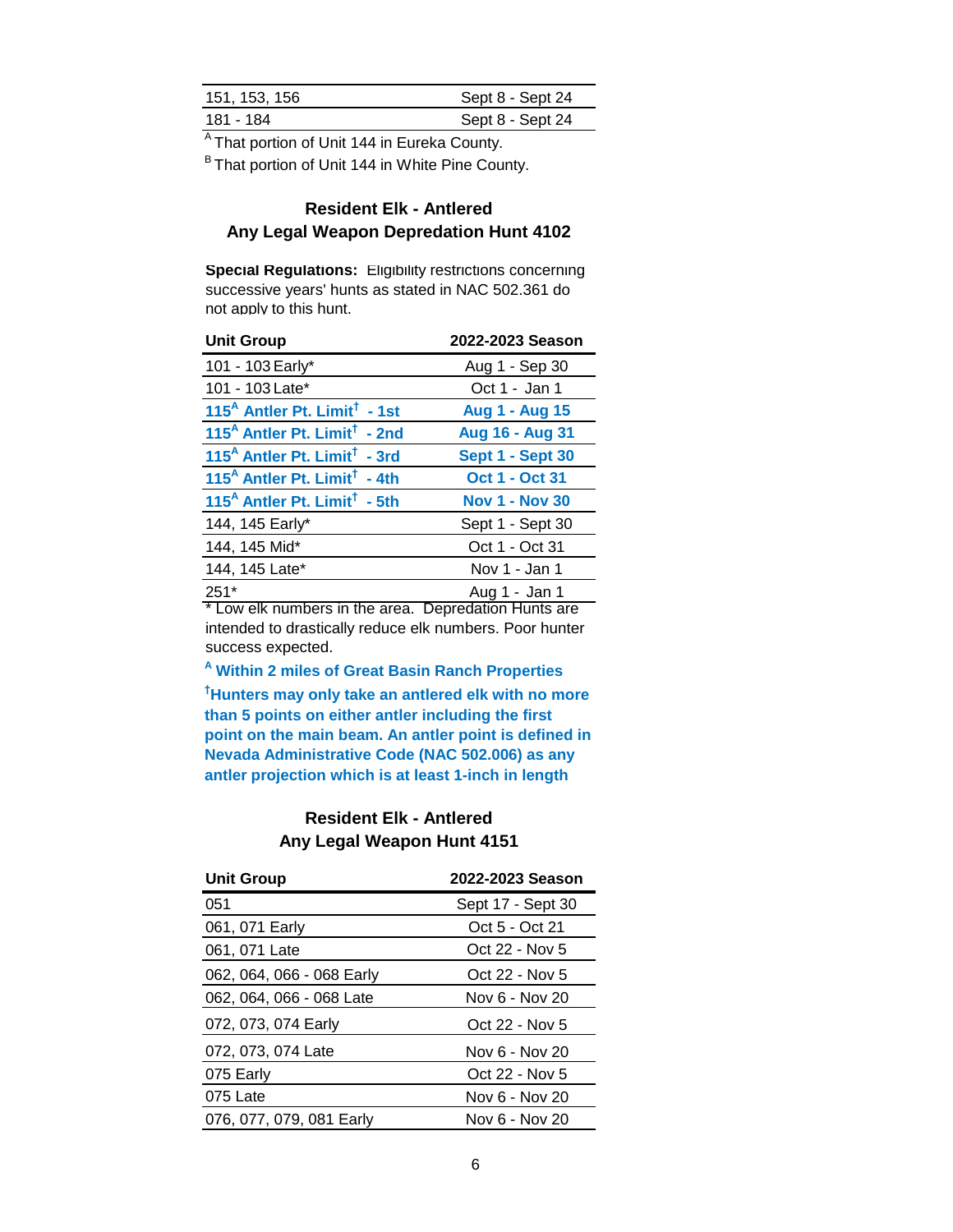| | |
|---|---|
| 151, 153, 156 | Sept 8 - Sept 24 |
| 181 - 184 | Sept 8 - Sept 24 |

[A] That portion of Unit 144 in Eureka County.

[B] That portion of Unit 144 in White Pine County.

### Resident Elk - Antlered
### Any Legal Weapon Depredation Hunt 4102

**Special Regulations:** Eligibility restrictions concerning successive years' hunts as stated in NAC 502.361 do not apply to this hunt.

| Unit Group | 2022-2023 Season |
|---|---|
| 101 - 103 Early* | Aug 1 - Sep 30 |
| 101 - 103 Late* | Oct 1 - Jan 1 |
| **115[A] Antler Pt. Limit† - 1st** | **Aug 1 - Aug 15** |
| **115[A] Antler Pt. Limit† - 2nd** | **Aug 16 - Aug 31** |
| **115[A] Antler Pt. Limit† - 3rd** | **Sept 1 - Sept 30** |
| **115[A] Antler Pt. Limit† - 4th** | **Oct 1 - Oct 31** |
| **115[A] Antler Pt. Limit† - 5th** | **Nov 1 - Nov 30** |
| 144, 145 Early* | Sept 1 - Sept 30 |
| 144, 145 Mid* | Oct 1 - Oct 31 |
| 144, 145 Late* | Nov 1 - Jan 1 |
| 251* | Aug 1 - Jan 1 |

* Low elk numbers in the area. Depredation Hunts are intended to drastically reduce elk numbers. Poor hunter success expected.

**[A] Within 2 miles of Great Basin Ranch Properties**

**†Hunters may only take an antlered elk with no more than 5 points on either antler including the first point on the main beam. An antler point is defined in Nevada Administrative Code (NAC 502.006) as any antler projection which is at least 1-inch in length**

### Resident Elk - Antlered
### Any Legal Weapon Hunt 4151

| Unit Group | 2022-2023 Season |
|---|---|
| 051 | Sept 17 - Sept 30 |
| 061, 071 Early | Oct 5 - Oct 21 |
| 061, 071 Late | Oct 22 - Nov 5 |
| 062, 064, 066 - 068 Early | Oct 22 - Nov 5 |
| 062, 064, 066 - 068 Late | Nov 6 - Nov 20 |
| 072, 073, 074 Early | Oct 22 - Nov 5 |
| 072, 073, 074 Late | Nov 6 - Nov 20 |
| 075 Early | Oct 22 - Nov 5 |
| 075 Late | Nov 6 - Nov 20 |
| 076, 077, 079, 081 Early | Nov 6 - Nov 20 |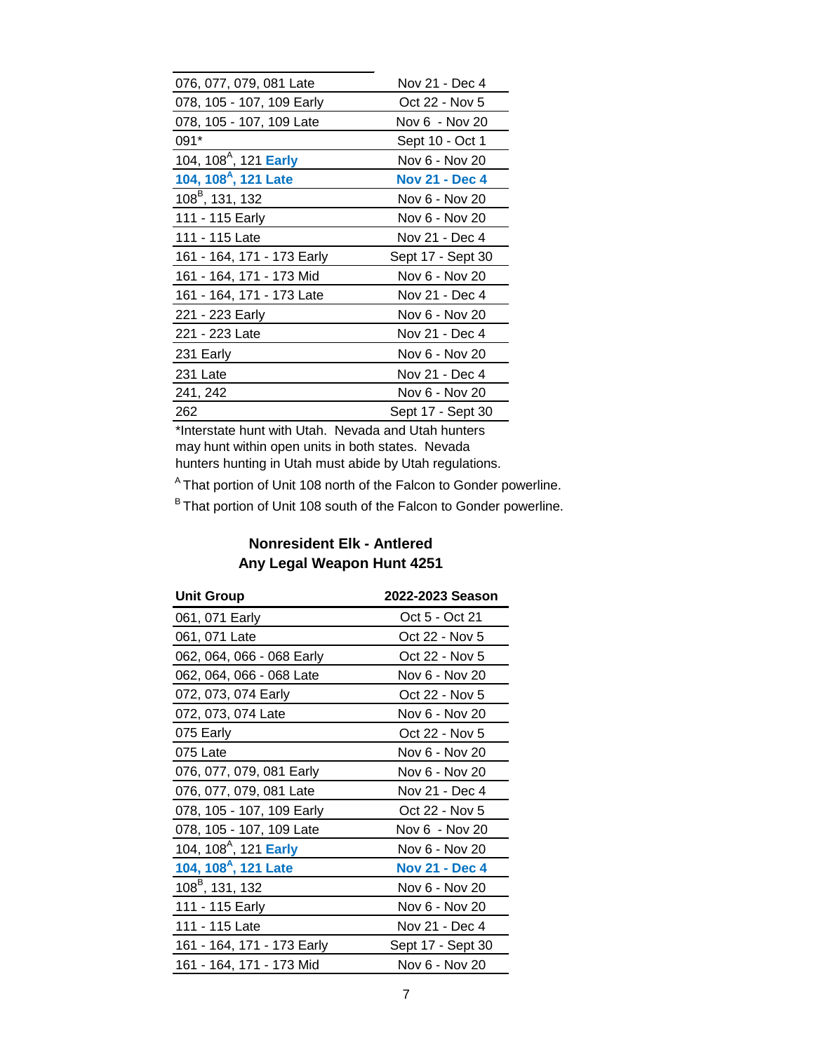| | |
|---|---|
| 076, 077, 079, 081 Late | Nov 21 - Dec 4 |
| 078, 105 - 107, 109 Early | Oct 22 - Nov 5 |
| 078, 105 - 107, 109 Late | Nov 6 - Nov 20 |
| 091* | Sept 10 - Oct 1 |
| 104, 108[A], 121 **Early** | Nov 6 - Nov 20 |
| **104, 108[A], 121 Late** | **Nov 21 - Dec 4** |
| 108[B], 131, 132 | Nov 6 - Nov 20 |
| 111 - 115 Early | Nov 6 - Nov 20 |
| 111 - 115 Late | Nov 21 - Dec 4 |
| 161 - 164, 171 - 173 Early | Sept 17 - Sept 30 |
| 161 - 164, 171 - 173 Mid | Nov 6 - Nov 20 |
| 161 - 164, 171 - 173 Late | Nov 21 - Dec 4 |
| 221 - 223 Early | Nov 6 - Nov 20 |
| 221 - 223 Late | Nov 21 - Dec 4 |
| 231 Early | Nov 6 - Nov 20 |
| 231 Late | Nov 21 - Dec 4 |
| 241, 242 | Nov 6 - Nov 20 |
| 262 | Sept 17 - Sept 30 |

*Interstate hunt with Utah. Nevada and Utah hunters may hunt within open units in both states. Nevada hunters hunting in Utah must abide by Utah regulations.

[A] That portion of Unit 108 north of the Falcon to Gonder powerline.

[B] That portion of Unit 108 south of the Falcon to Gonder powerline.

## Nonresident Elk - Antlered
## Any Legal Weapon Hunt 4251

| Unit Group | 2022-2023 Season |
|---|---|
| 061, 071 Early | Oct 5 - Oct 21 |
| 061, 071 Late | Oct 22 - Nov 5 |
| 062, 064, 066 - 068 Early | Oct 22 - Nov 5 |
| 062, 064, 066 - 068 Late | Nov 6 - Nov 20 |
| 072, 073, 074 Early | Oct 22 - Nov 5 |
| 072, 073, 074 Late | Nov 6 - Nov 20 |
| 075 Early | Oct 22 - Nov 5 |
| 075 Late | Nov 6 - Nov 20 |
| 076, 077, 079, 081 Early | Nov 6 - Nov 20 |
| 076, 077, 079, 081 Late | Nov 21 - Dec 4 |
| 078, 105 - 107, 109 Early | Oct 22 - Nov 5 |
| 078, 105 - 107, 109 Late | Nov 6 - Nov 20 |
| 104, 108[A], 121 **Early** | Nov 6 - Nov 20 |
| **104, 108[A], 121 Late** | **Nov 21 - Dec 4** |
| 108[B], 131, 132 | Nov 6 - Nov 20 |
| 111 - 115 Early | Nov 6 - Nov 20 |
| 111 - 115 Late | Nov 21 - Dec 4 |
| 161 - 164, 171 - 173 Early | Sept 17 - Sept 30 |
| 161 - 164, 171 - 173 Mid | Nov 6 - Nov 20 |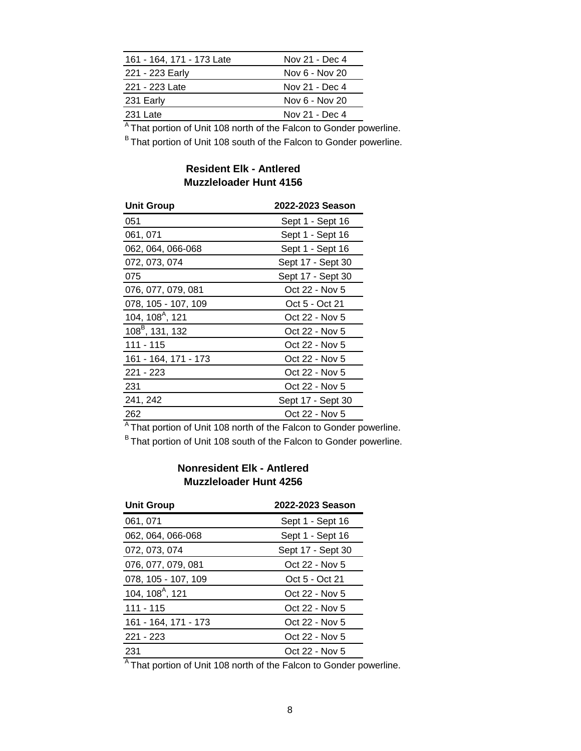| | |
|---|---|
| 161 - 164, 171 - 173 Late | Nov 21 - Dec 4 |
| 221 - 223 Early | Nov 6 - Nov 20 |
| 221 - 223 Late | Nov 21 - Dec 4 |
| 231 Early | Nov 6 - Nov 20 |
| 231 Late | Nov 21 - Dec 4 |

[A] That portion of Unit 108 north of the Falcon to Gonder powerline.

[B] That portion of Unit 108 south of the Falcon to Gonder powerline.

### Resident Elk - Antlered Muzzleloader Hunt 4156

| Unit Group | 2022-2023 Season |
|---|---|
| 051 | Sept 1 - Sept 16 |
| 061, 071 | Sept 1 - Sept 16 |
| 062, 064, 066-068 | Sept 1 - Sept 16 |
| 072, 073, 074 | Sept 17 - Sept 30 |
| 075 | Sept 17 - Sept 30 |
| 076, 077, 079, 081 | Oct 22 - Nov 5 |
| 078, 105 - 107, 109 | Oct 5 - Oct 21 |
| 104, 108[A], 121 | Oct 22 - Nov 5 |
| 108[B], 131, 132 | Oct 22 - Nov 5 |
| 111 - 115 | Oct 22 - Nov 5 |
| 161 - 164, 171 - 173 | Oct 22 - Nov 5 |
| 221 - 223 | Oct 22 - Nov 5 |
| 231 | Oct 22 - Nov 5 |
| 241, 242 | Sept 17 - Sept 30 |
| 262 | Oct 22 - Nov 5 |

[A] That portion of Unit 108 north of the Falcon to Gonder powerline.

[B] That portion of Unit 108 south of the Falcon to Gonder powerline.

### Nonresident Elk - Antlered Muzzleloader Hunt 4256

| Unit Group | 2022-2023 Season |
|---|---|
| 061, 071 | Sept 1 - Sept 16 |
| 062, 064, 066-068 | Sept 1 - Sept 16 |
| 072, 073, 074 | Sept 17 - Sept 30 |
| 076, 077, 079, 081 | Oct 22 - Nov 5 |
| 078, 105 - 107, 109 | Oct 5 - Oct 21 |
| 104, 108[A], 121 | Oct 22 - Nov 5 |
| 111 - 115 | Oct 22 - Nov 5 |
| 161 - 164, 171 - 173 | Oct 22 - Nov 5 |
| 221 - 223 | Oct 22 - Nov 5 |
| 231 | Oct 22 - Nov 5 |

[A] That portion of Unit 108 north of the Falcon to Gonder powerline.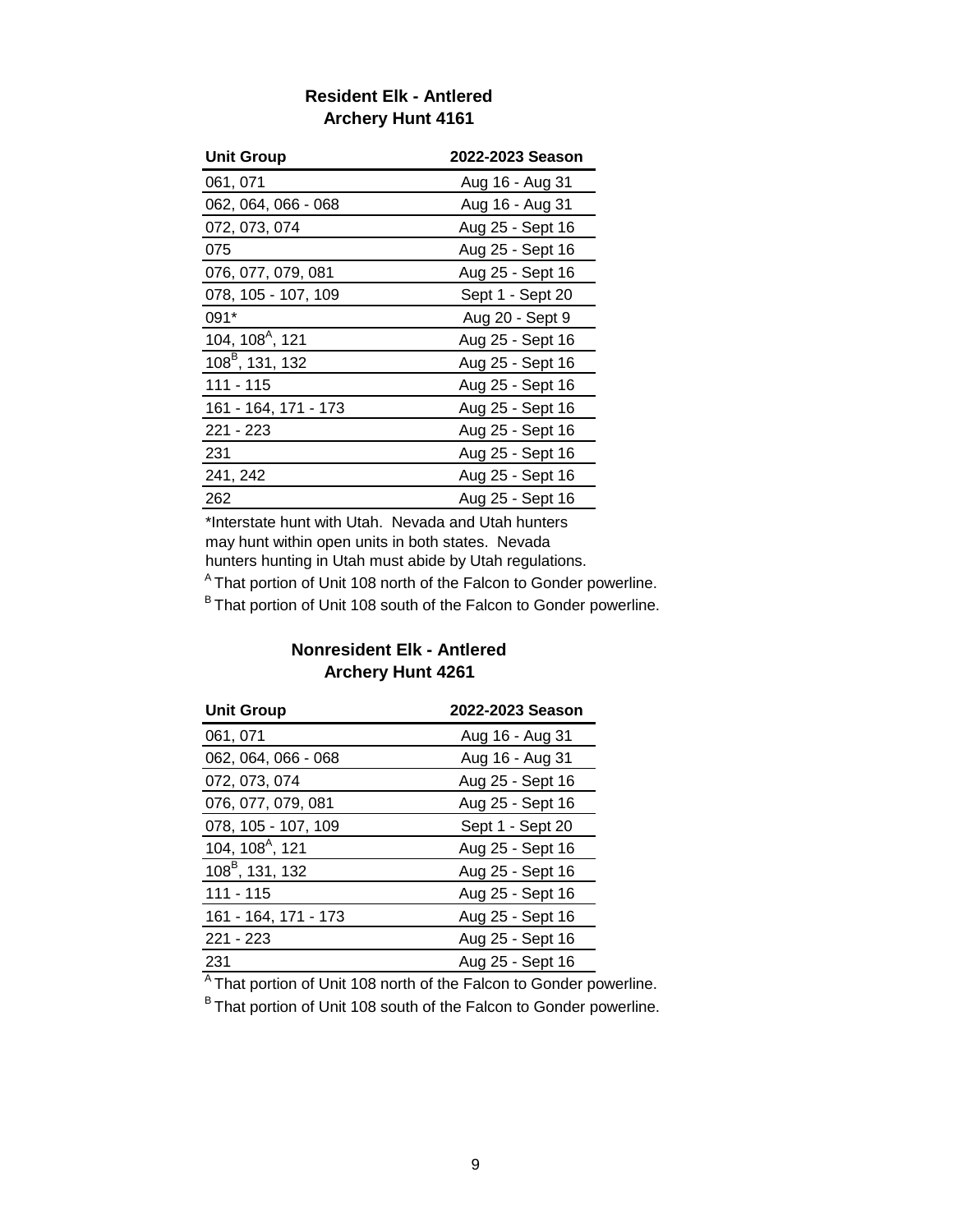## Resident Elk - Antlered
## Archery Hunt 4161

| Unit Group | 2022-2023 Season |
|---|---|
| 061, 071 | Aug 16 - Aug 31 |
| 062, 064, 066 - 068 | Aug 16 - Aug 31 |
| 072, 073, 074 | Aug 25 - Sept 16 |
| 075 | Aug 25 - Sept 16 |
| 076, 077, 079, 081 | Aug 25 - Sept 16 |
| 078, 105 - 107, 109 | Sept 1 - Sept 20 |
| 091* | Aug 20 - Sept 9 |
| 104, 108[A], 121 | Aug 25 - Sept 16 |
| 108[B], 131, 132 | Aug 25 - Sept 16 |
| 111 - 115 | Aug 25 - Sept 16 |
| 161 - 164, 171 - 173 | Aug 25 - Sept 16 |
| 221 - 223 | Aug 25 - Sept 16 |
| 231 | Aug 25 - Sept 16 |
| 241, 242 | Aug 25 - Sept 16 |
| 262 | Aug 25 - Sept 16 |

*Interstate hunt with Utah. Nevada and Utah hunters may hunt within open units in both states. Nevada hunters hunting in Utah must abide by Utah regulations.

[A] That portion of Unit 108 north of the Falcon to Gonder powerline.

[B] That portion of Unit 108 south of the Falcon to Gonder powerline.

## Nonresident Elk - Antlered
## Archery Hunt 4261

| Unit Group | 2022-2023 Season |
|---|---|
| 061, 071 | Aug 16 - Aug 31 |
| 062, 064, 066 - 068 | Aug 16 - Aug 31 |
| 072, 073, 074 | Aug 25 - Sept 16 |
| 076, 077, 079, 081 | Aug 25 - Sept 16 |
| 078, 105 - 107, 109 | Sept 1 - Sept 20 |
| 104, 108[A], 121 | Aug 25 - Sept 16 |
| 108[B], 131, 132 | Aug 25 - Sept 16 |
| 111 - 115 | Aug 25 - Sept 16 |
| 161 - 164, 171 - 173 | Aug 25 - Sept 16 |
| 221 - 223 | Aug 25 - Sept 16 |
| 231 | Aug 25 - Sept 16 |

[A] That portion of Unit 108 north of the Falcon to Gonder powerline.

[B] That portion of Unit 108 south of the Falcon to Gonder powerline.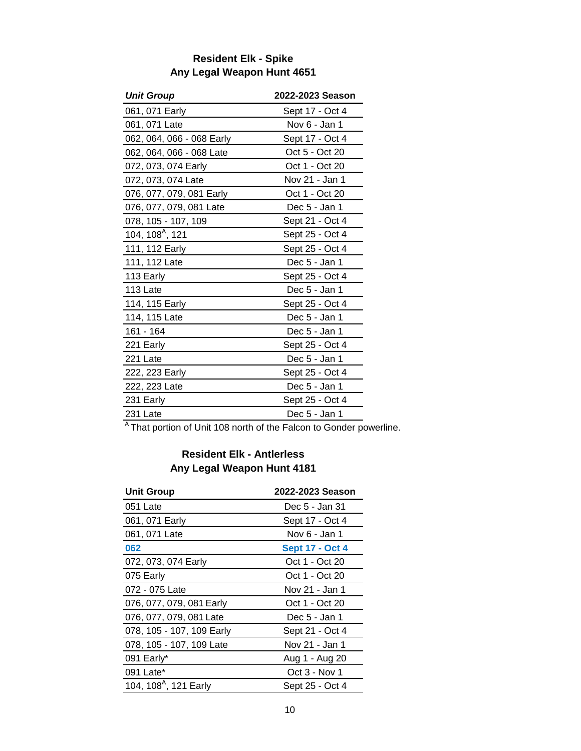## Resident Elk - Spike
## Any Legal Weapon Hunt 4651

| *Unit Group* | 2022-2023 Season |
|---|---|
| 061, 071 Early | Sept 17 - Oct 4 |
| 061, 071 Late | Nov 6 - Jan 1 |
| 062, 064, 066 - 068 Early | Sept 17 - Oct 4 |
| 062, 064, 066 - 068 Late | Oct 5 - Oct 20 |
| 072, 073, 074 Early | Oct 1 - Oct 20 |
| 072, 073, 074 Late | Nov 21 - Jan 1 |
| 076, 077, 079, 081 Early | Oct 1 - Oct 20 |
| 076, 077, 079, 081 Late | Dec 5 - Jan 1 |
| 078, 105 - 107, 109 | Sept 21 - Oct 4 |
| 104, 108[A], 121 | Sept 25 - Oct 4 |
| 111, 112 Early | Sept 25 - Oct 4 |
| 111, 112 Late | Dec 5 - Jan 1 |
| 113 Early | Sept 25 - Oct 4 |
| 113 Late | Dec 5 - Jan 1 |
| 114, 115 Early | Sept 25 - Oct 4 |
| 114, 115 Late | Dec 5 - Jan 1 |
| 161 - 164 | Dec 5 - Jan 1 |
| 221 Early | Sept 25 - Oct 4 |
| 221 Late | Dec 5 - Jan 1 |
| 222, 223 Early | Sept 25 - Oct 4 |
| 222, 223 Late | Dec 5 - Jan 1 |
| 231 Early | Sept 25 - Oct 4 |
| 231 Late | Dec 5 - Jan 1 |

[A] That portion of Unit 108 north of the Falcon to Gonder powerline.

## Resident Elk - Antlerless
## Any Legal Weapon Hunt 4181

| Unit Group | 2022-2023 Season |
|---|---|
| 051 Late | Dec 5 - Jan 31 |
| 061, 071 Early | Sept 17 - Oct 4 |
| 061, 071 Late | Nov 6 - Jan 1 |
| **062** | **Sept 17 - Oct 4** |
| 072, 073, 074 Early | Oct 1 - Oct 20 |
| 075 Early | Oct 1 - Oct 20 |
| 072 - 075 Late | Nov 21 - Jan 1 |
| 076, 077, 079, 081 Early | Oct 1 - Oct 20 |
| 076, 077, 079, 081 Late | Dec 5 - Jan 1 |
| 078, 105 - 107, 109 Early | Sept 21 - Oct 4 |
| 078, 105 - 107, 109 Late | Nov 21 - Jan 1 |
| 091 Early* | Aug 1 - Aug 20 |
| 091 Late* | Oct 3 - Nov 1 |
| 104, 108[A], 121 Early | Sept 25 - Oct 4 |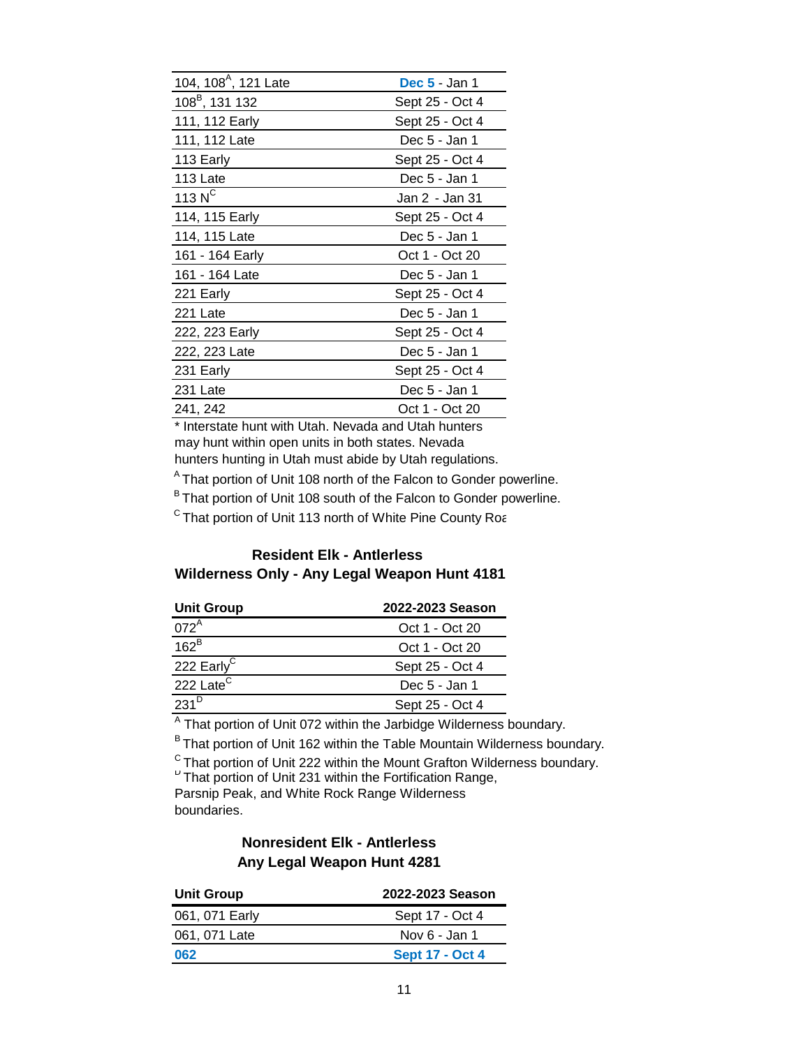| | |
|---|---|
| 104, 108[A], 121 Late | **Dec 5** - Jan 1 |
| 108[B], 131 132 | Sept 25 - Oct 4 |
| 111, 112 Early | Sept 25 - Oct 4 |
| 111, 112 Late | Dec 5 - Jan 1 |
| 113 Early | Sept 25 - Oct 4 |
| 113 Late | Dec 5 - Jan 1 |
| 113 N[C] | Jan 2 - Jan 31 |
| 114, 115 Early | Sept 25 - Oct 4 |
| 114, 115 Late | Dec 5 - Jan 1 |
| 161 - 164 Early | Oct 1 - Oct 20 |
| 161 - 164 Late | Dec 5 - Jan 1 |
| 221 Early | Sept 25 - Oct 4 |
| 221 Late | Dec 5 - Jan 1 |
| 222, 223 Early | Sept 25 - Oct 4 |
| 222, 223 Late | Dec 5 - Jan 1 |
| 231 Early | Sept 25 - Oct 4 |
| 231 Late | Dec 5 - Jan 1 |
| 241, 242 | Oct 1 - Oct 20 |

* Interstate hunt with Utah. Nevada and Utah hunters may hunt within open units in both states. Nevada hunters hunting in Utah must abide by Utah regulations.

[A] That portion of Unit 108 north of the Falcon to Gonder powerline.

[B] That portion of Unit 108 south of the Falcon to Gonder powerline.

[C] That portion of Unit 113 north of White Pine County Roa

### Resident Elk - Antlerless
### Wilderness Only - Any Legal Weapon Hunt 4181

| Unit Group | 2022-2023 Season |
|---|---|
| 072[A] | Oct 1 - Oct 20 |
| 162[B] | Oct 1 - Oct 20 |
| 222 Early[C] | Sept 25 - Oct 4 |
| 222 Late[C] | Dec 5 - Jan 1 |
| 231[D] | Sept 25 - Oct 4 |

[A] That portion of Unit 072 within the Jarbidge Wilderness boundary.

[B] That portion of Unit 162 within the Table Mountain Wilderness boundary.

[C] That portion of Unit 222 within the Mount Grafton Wilderness boundary.

[D] That portion of Unit 231 within the Fortification Range, Parsnip Peak, and White Rock Range Wilderness boundaries.

### Nonresident Elk - Antlerless
### Any Legal Weapon Hunt 4281

| Unit Group | 2022-2023 Season |
|---|---|
| 061, 071 Early | Sept 17 - Oct 4 |
| 061, 071 Late | Nov 6 - Jan 1 |
| **062** | **Sept 17 - Oct 4** |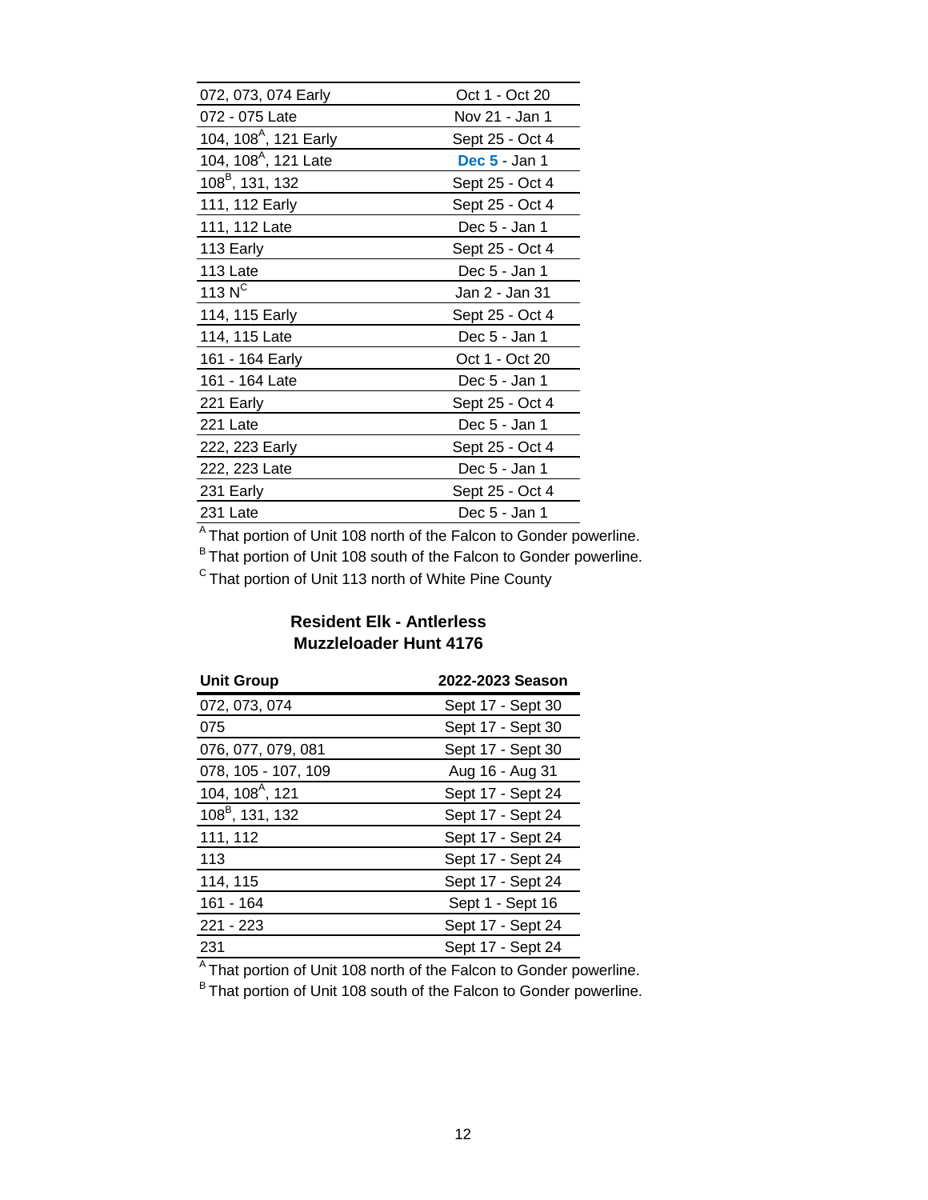| | |
|---|---|
| 072, 073, 074 Early | Oct 1 - Oct 20 |
| 072 - 075 Late | Nov 21 - Jan 1 |
| 104, 108[A], 121 Early | Sept 25 - Oct 4 |
| 104, 108[A], 121 Late | **Dec 5** - Jan 1 |
| 108[B], 131, 132 | Sept 25 - Oct 4 |
| 111, 112 Early | Sept 25 - Oct 4 |
| 111, 112 Late | Dec 5 - Jan 1 |
| 113 Early | Sept 25 - Oct 4 |
| 113 Late | Dec 5 - Jan 1 |
| 113 N[C] | Jan 2 - Jan 31 |
| 114, 115 Early | Sept 25 - Oct 4 |
| 114, 115 Late | Dec 5 - Jan 1 |
| 161 - 164 Early | Oct 1 - Oct 20 |
| 161 - 164 Late | Dec 5 - Jan 1 |
| 221 Early | Sept 25 - Oct 4 |
| 221 Late | Dec 5 - Jan 1 |
| 222, 223 Early | Sept 25 - Oct 4 |
| 222, 223 Late | Dec 5 - Jan 1 |
| 231 Early | Sept 25 - Oct 4 |
| 231 Late | Dec 5 - Jan 1 |

[A] That portion of Unit 108 north of the Falcon to Gonder powerline.
[B] That portion of Unit 108 south of the Falcon to Gonder powerline.
[C] That portion of Unit 113 north of White Pine County

## Resident Elk - Antlerless
## Muzzleloader Hunt 4176

| Unit Group | 2022-2023 Season |
|---|---|
| 072, 073, 074 | Sept 17 - Sept 30 |
| 075 | Sept 17 - Sept 30 |
| 076, 077, 079, 081 | Sept 17 - Sept 30 |
| 078, 105 - 107, 109 | Aug 16 - Aug 31 |
| 104, 108[A], 121 | Sept 17 - Sept 24 |
| 108[B], 131, 132 | Sept 17 - Sept 24 |
| 111, 112 | Sept 17 - Sept 24 |
| 113 | Sept 17 - Sept 24 |
| 114, 115 | Sept 17 - Sept 24 |
| 161 - 164 | Sept 1 - Sept 16 |
| 221 - 223 | Sept 17 - Sept 24 |
| 231 | Sept 17 - Sept 24 |

[A] That portion of Unit 108 north of the Falcon to Gonder powerline.
[B] That portion of Unit 108 south of the Falcon to Gonder powerline.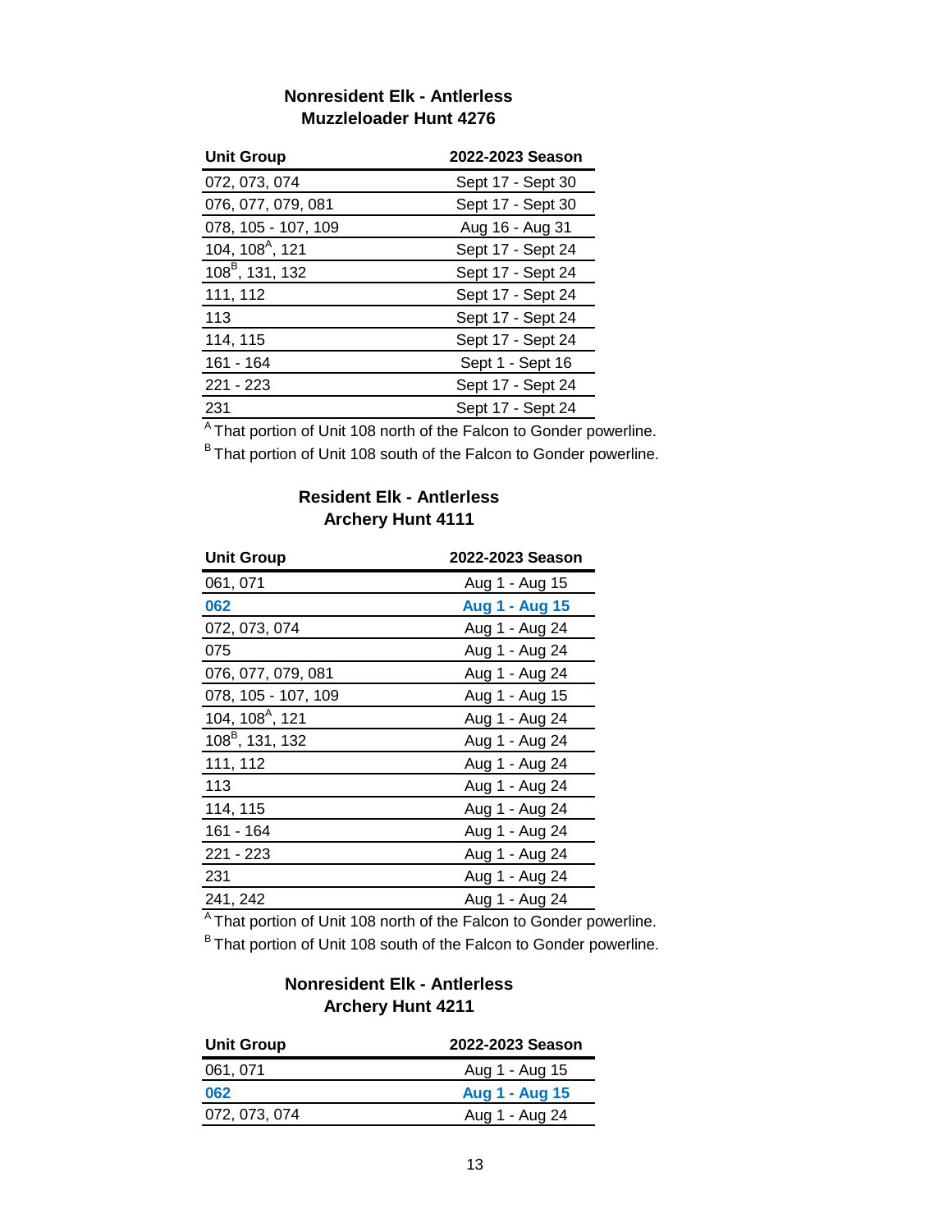**Nonresident Elk - Antlerless**
**Muzzleloader Hunt 4276**

| Unit Group | 2022-2023 Season |
|---|---|
| 072, 073, 074 | Sept 17 - Sept 30 |
| 076, 077, 079, 081 | Sept 17 - Sept 30 |
| 078, 105 - 107, 109 | Aug 16 - Aug 31 |
| 104, 108[A], 121 | Sept 17 - Sept 24 |
| 108[B], 131, 132 | Sept 17 - Sept 24 |
| 111, 112 | Sept 17 - Sept 24 |
| 113 | Sept 17 - Sept 24 |
| 114, 115 | Sept 17 - Sept 24 |
| 161 - 164 | Sept 1 - Sept 16 |
| 221 - 223 | Sept 17 - Sept 24 |
| 231 | Sept 17 - Sept 24 |

[A] That portion of Unit 108 north of the Falcon to Gonder powerline.
[B] That portion of Unit 108 south of the Falcon to Gonder powerline.

**Resident Elk - Antlerless**
**Archery Hunt 4111**

| Unit Group | 2022-2023 Season |
|---|---|
| 061, 071 | Aug 1 - Aug 15 |
| **062** | **Aug 1 - Aug 15** |
| 072, 073, 074 | Aug 1 - Aug 24 |
| 075 | Aug 1 - Aug 24 |
| 076, 077, 079, 081 | Aug 1 - Aug 24 |
| 078, 105 - 107, 109 | Aug 1 - Aug 15 |
| 104, 108[A], 121 | Aug 1 - Aug 24 |
| 108[B], 131, 132 | Aug 1 - Aug 24 |
| 111, 112 | Aug 1 - Aug 24 |
| 113 | Aug 1 - Aug 24 |
| 114, 115 | Aug 1 - Aug 24 |
| 161 - 164 | Aug 1 - Aug 24 |
| 221 - 223 | Aug 1 - Aug 24 |
| 231 | Aug 1 - Aug 24 |
| 241, 242 | Aug 1 - Aug 24 |

[A] That portion of Unit 108 north of the Falcon to Gonder powerline.
[B] That portion of Unit 108 south of the Falcon to Gonder powerline.

**Nonresident Elk - Antlerless**
**Archery Hunt 4211**

| Unit Group | 2022-2023 Season |
|---|---|
| 061, 071 | Aug 1 - Aug 15 |
| **062** | **Aug 1 - Aug 15** |
| 072, 073, 074 | Aug 1 - Aug 24 |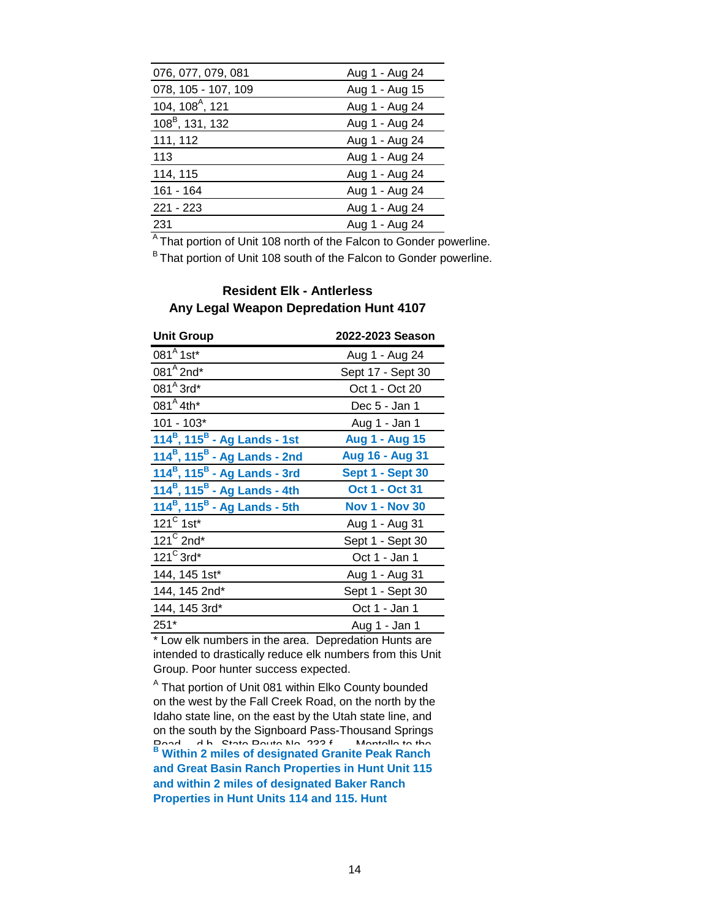| | |
|---|---|
| 076, 077, 079, 081 | Aug 1 - Aug 24 |
| 078, 105 - 107, 109 | Aug 1 - Aug 15 |
| 104, 108[A], 121 | Aug 1 - Aug 24 |
| 108[B], 131, 132 | Aug 1 - Aug 24 |
| 111, 112 | Aug 1 - Aug 24 |
| 113 | Aug 1 - Aug 24 |
| 114, 115 | Aug 1 - Aug 24 |
| 161 - 164 | Aug 1 - Aug 24 |
| 221 - 223 | Aug 1 - Aug 24 |
| 231 | Aug 1 - Aug 24 |

[A] That portion of Unit 108 north of the Falcon to Gonder powerline.

[B] That portion of Unit 108 south of the Falcon to Gonder powerline.

### Resident Elk - Antlerless
### Any Legal Weapon Depredation Hunt 4107

| Unit Group | 2022-2023 Season |
|---|---|
| 081[A] 1st* | Aug 1 - Aug 24 |
| 081[A] 2nd* | Sept 17 - Sept 30 |
| 081[A] 3rd* | Oct 1 - Oct 20 |
| 081[A] 4th* | Dec 5 - Jan 1 |
| 101 - 103* | Aug 1 - Jan 1 |
| **114[B], 115[B] - Ag Lands - 1st** | **Aug 1 - Aug 15** |
| **114[B], 115[B] - Ag Lands - 2nd** | **Aug 16 - Aug 31** |
| **114[B], 115[B] - Ag Lands - 3rd** | **Sept 1 - Sept 30** |
| **114[B], 115[B] - Ag Lands - 4th** | **Oct 1 - Oct 31** |
| **114[B], 115[B] - Ag Lands - 5th** | **Nov 1 - Nov 30** |
| 121[C] 1st* | Aug 1 - Aug 31 |
| 121[C] 2nd* | Sept 1 - Sept 30 |
| 121[C] 3rd* | Oct 1 - Jan 1 |
| 144, 145 1st* | Aug 1 - Aug 31 |
| 144, 145 2nd* | Sept 1 - Sept 30 |
| 144, 145 3rd* | Oct 1 - Jan 1 |
| 251* | Aug 1 - Jan 1 |

* Low elk numbers in the area. Depredation Hunts are intended to drastically reduce elk numbers from this Unit Group. Poor hunter success expected.

[A] That portion of Unit 081 within Elko County bounded on the west by the Fall Creek Road, on the north by the Idaho state line, on the east by the Utah state line, and on the south by the Signboard Pass-Thousand Springs Road ... State Route No. 233 f... Montello to the

**[B] Within 2 miles of designated Granite Peak Ranch and Great Basin Ranch Properties in Hunt Unit 115 and within 2 miles of designated Baker Ranch Properties in Hunt Units 114 and 115. Hunt**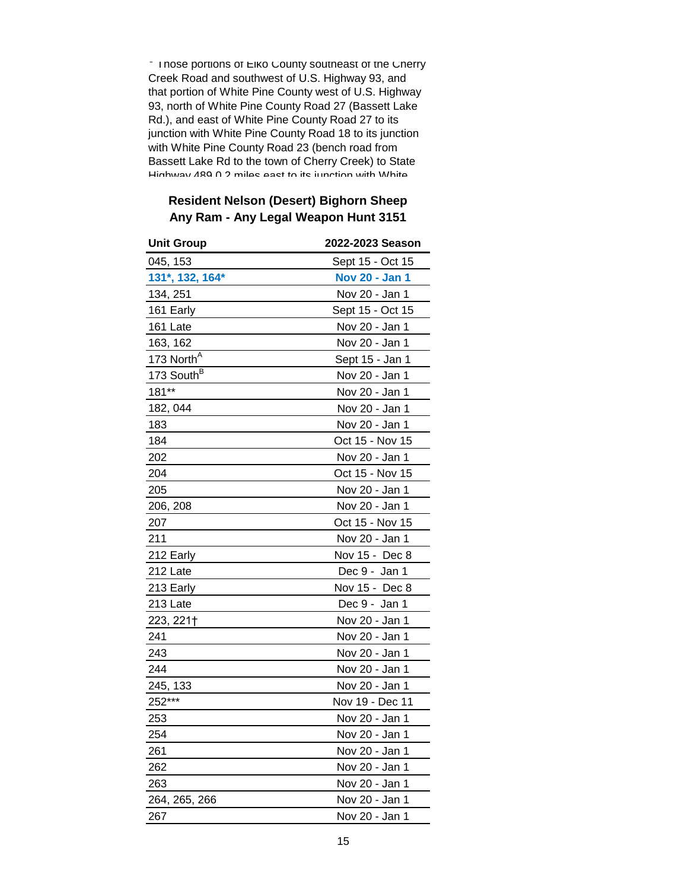* Those portions of Elko County southeast of the Cherry Creek Road and southwest of U.S. Highway 93, and that portion of White Pine County west of U.S. Highway 93, north of White Pine County Road 27 (Bassett Lake Rd.), and east of White Pine County Road 27 to its junction with White Pine County Road 18 to its junction with White Pine County Road 23 (bench road from Bassett Lake Rd to the town of Cherry Creek) to State Highway 489 0.2 miles east to its junction with White

### Resident Nelson (Desert) Bighorn Sheep Any Ram - Any Legal Weapon Hunt 3151

| Unit Group | 2022-2023 Season |
|---|---|
| 045, 153 | Sept 15 - Oct 15 |
| **131*, 132, 164*** | **Nov 20 - Jan 1** |
| 134, 251 | Nov 20 - Jan 1 |
| 161 Early | Sept 15 - Oct 15 |
| 161 Late | Nov 20 - Jan 1 |
| 163, 162 | Nov 20 - Jan 1 |
| 173 North[A] | Sept 15 - Jan 1 |
| 173 South[B] | Nov 20 - Jan 1 |
| 181** | Nov 20 - Jan 1 |
| 182, 044 | Nov 20 - Jan 1 |
| 183 | Nov 20 - Jan 1 |
| 184 | Oct 15 - Nov 15 |
| 202 | Nov 20 - Jan 1 |
| 204 | Oct 15 - Nov 15 |
| 205 | Nov 20 - Jan 1 |
| 206, 208 | Nov 20 - Jan 1 |
| 207 | Oct 15 - Nov 15 |
| 211 | Nov 20 - Jan 1 |
| 212 Early | Nov 15 - Dec 8 |
| 212 Late | Dec 9 - Jan 1 |
| 213 Early | Nov 15 - Dec 8 |
| 213 Late | Dec 9 - Jan 1 |
| 223, 221† | Nov 20 - Jan 1 |
| 241 | Nov 20 - Jan 1 |
| 243 | Nov 20 - Jan 1 |
| 244 | Nov 20 - Jan 1 |
| 245, 133 | Nov 20 - Jan 1 |
| 252*** | Nov 19 - Dec 11 |
| 253 | Nov 20 - Jan 1 |
| 254 | Nov 20 - Jan 1 |
| 261 | Nov 20 - Jan 1 |
| 262 | Nov 20 - Jan 1 |
| 263 | Nov 20 - Jan 1 |
| 264, 265, 266 | Nov 20 - Jan 1 |
| 267 | Nov 20 - Jan 1 |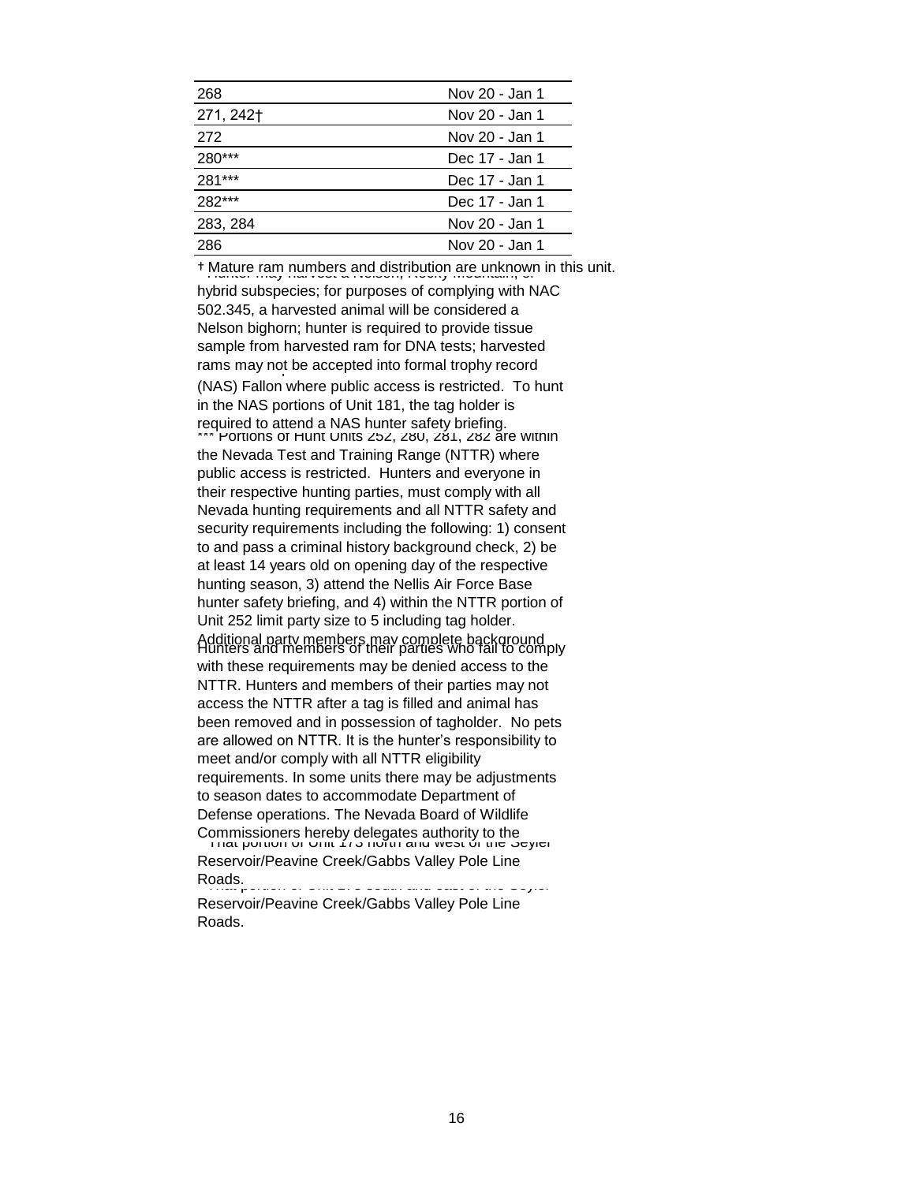| | |
|---|---|
| 268 | Nov 20 - Jan 1 |
| 271, 242† | Nov 20 - Jan 1 |
| 272 | Nov 20 - Jan 1 |
| 280*** | Dec 17 - Jan 1 |
| 281*** | Dec 17 - Jan 1 |
| 282*** | Dec 17 - Jan 1 |
| 283, 284 | Nov 20 - Jan 1 |
| 286 | Nov 20 - Jan 1 |

† Mature ram numbers and distribution are unknown in this unit.

* Hunter may harvest a Nelson, Rocky Mountain, or hybrid subspecies; for purposes of complying with NAC 502.345, a harvested animal will be considered a Nelson bighorn; hunter is required to provide tissue sample from harvested ram for DNA tests; harvested rams may not be accepted into formal trophy record

(NAS) Fallon where public access is restricted. To hunt in the NAS portions of Unit 181, the tag holder is required to attend a NAS hunter safety briefing.

*** Portions of Hunt Units 252, 280, 281, 282 are within the Nevada Test and Training Range (NTTR) where public access is restricted. Hunters and everyone in their respective hunting parties, must comply with all Nevada hunting requirements and all NTTR safety and security requirements including the following: 1) consent to and pass a criminal history background check, 2) be at least 14 years old on opening day of the respective hunting season, 3) attend the Nellis Air Force Base hunter safety briefing, and 4) within the NTTR portion of Unit 252 limit party size to 5 including tag holder. Additional party members may complete background

Hunters and members of their parties who fail to comply with these requirements may be denied access to the NTTR. Hunters and members of their parties may not access the NTTR after a tag is filled and animal has been removed and in possession of tagholder. No pets are allowed on NTTR. It is the hunter's responsibility to meet and/or comply with all NTTR eligibility requirements. In some units there may be adjustments to season dates to accommodate Department of Defense operations. The Nevada Board of Wildlife Commissioners hereby delegates authority to the

That portion of Unit 173 north and west of the Seyler Reservoir/Peavine Creek/Gabbs Valley Pole Line Roads.

That portion of Unit 173 south and east of the Seyler Reservoir/Peavine Creek/Gabbs Valley Pole Line Roads.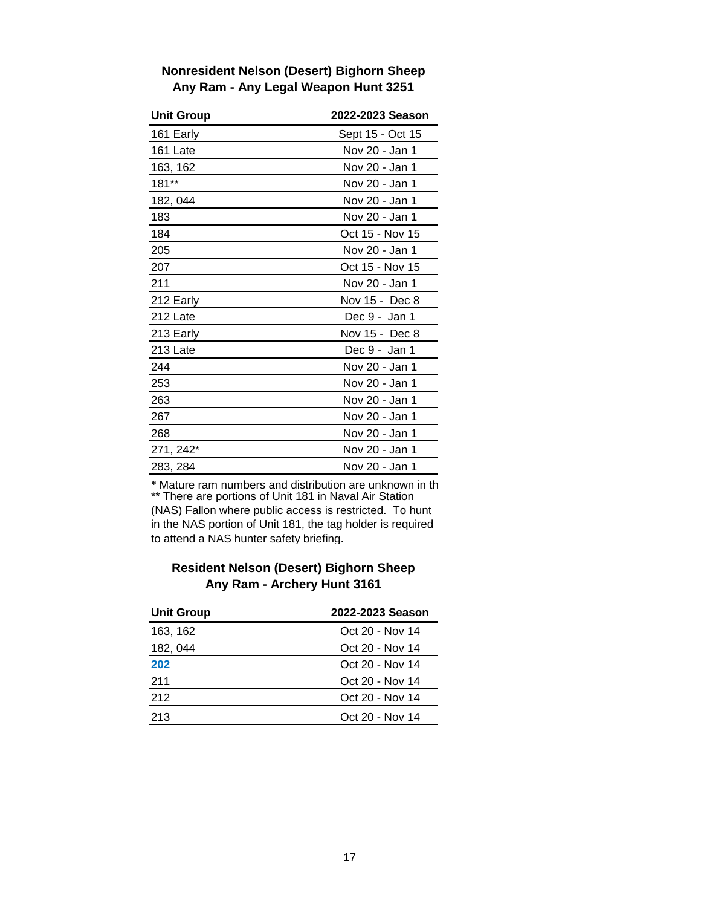**Nonresident Nelson (Desert) Bighorn Sheep**
**Any Ram - Any Legal Weapon Hunt 3251**

| Unit Group | 2022-2023 Season |
|---|---|
| 161 Early | Sept 15 - Oct 15 |
| 161 Late | Nov 20 - Jan 1 |
| 163, 162 | Nov 20 - Jan 1 |
| 181** | Nov 20 - Jan 1 |
| 182, 044 | Nov 20 - Jan 1 |
| 183 | Nov 20 - Jan 1 |
| 184 | Oct 15 - Nov 15 |
| 205 | Nov 20 - Jan 1 |
| 207 | Oct 15 - Nov 15 |
| 211 | Nov 20 - Jan 1 |
| 212 Early | Nov 15 - Dec 8 |
| 212 Late | Dec 9 - Jan 1 |
| 213 Early | Nov 15 - Dec 8 |
| 213 Late | Dec 9 - Jan 1 |
| 244 | Nov 20 - Jan 1 |
| 253 | Nov 20 - Jan 1 |
| 263 | Nov 20 - Jan 1 |
| 267 | Nov 20 - Jan 1 |
| 268 | Nov 20 - Jan 1 |
| 271, 242* | Nov 20 - Jan 1 |
| 283, 284 | Nov 20 - Jan 1 |

* Mature ram numbers and distribution are unknown in th
** There are portions of Unit 181 in Naval Air Station (NAS) Fallon where public access is restricted. To hunt in the NAS portion of Unit 181, the tag holder is required to attend a NAS hunter safety briefing.

**Resident Nelson (Desert) Bighorn Sheep**
**Any Ram - Archery Hunt 3161**

| Unit Group | 2022-2023 Season |
|---|---|
| 163, 162 | Oct 20 - Nov 14 |
| 182, 044 | Oct 20 - Nov 14 |
| **202** | Oct 20 - Nov 14 |
| 211 | Oct 20 - Nov 14 |
| 212 | Oct 20 - Nov 14 |
| 213 | Oct 20 - Nov 14 |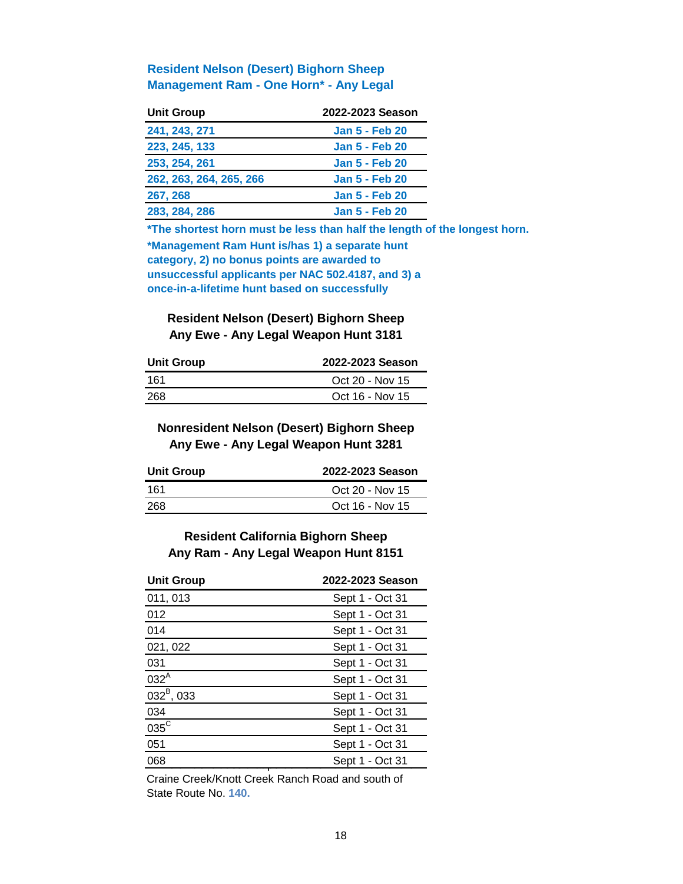### Resident Nelson (Desert) Bighorn Sheep Management Ram - One Horn* - Any Legal

| Unit Group | 2022-2023 Season |
| --- | --- |
| 241, 243, 271 | Jan 5 - Feb 20 |
| 223, 245, 133 | Jan 5 - Feb 20 |
| 253, 254, 261 | Jan 5 - Feb 20 |
| 262, 263, 264, 265, 266 | Jan 5 - Feb 20 |
| 267, 268 | Jan 5 - Feb 20 |
| 283, 284, 286 | Jan 5 - Feb 20 |

*The shortest horn must be less than half the length of the longest horn.

*Management Ram Hunt is/has 1) a separate hunt category, 2) no bonus points are awarded to unsuccessful applicants per NAC 502.4187, and 3) a once-in-a-lifetime hunt based on successfully

### Resident Nelson (Desert) Bighorn Sheep Any Ewe - Any Legal Weapon Hunt 3181

| Unit Group | 2022-2023 Season |
| --- | --- |
| 161 | Oct 20 - Nov 15 |
| 268 | Oct 16 - Nov 15 |

### Nonresident Nelson (Desert) Bighorn Sheep Any Ewe - Any Legal Weapon Hunt 3281

| Unit Group | 2022-2023 Season |
| --- | --- |
| 161 | Oct 20 - Nov 15 |
| 268 | Oct 16 - Nov 15 |

### Resident California Bighorn Sheep Any Ram - Any Legal Weapon Hunt 8151

| Unit Group | 2022-2023 Season |
| --- | --- |
| 011, 013 | Sept 1 - Oct 31 |
| 012 | Sept 1 - Oct 31 |
| 014 | Sept 1 - Oct 31 |
| 021, 022 | Sept 1 - Oct 31 |
| 031 | Sept 1 - Oct 31 |
| 032[A] | Sept 1 - Oct 31 |
| 032[B], 033 | Sept 1 - Oct 31 |
| 034 | Sept 1 - Oct 31 |
| 035[C] | Sept 1 - Oct 31 |
| 051 | Sept 1 - Oct 31 |
| 068 | Sept 1 - Oct 31 |

Craine Creek/Knott Creek Ranch Road and south of State Route No. 140.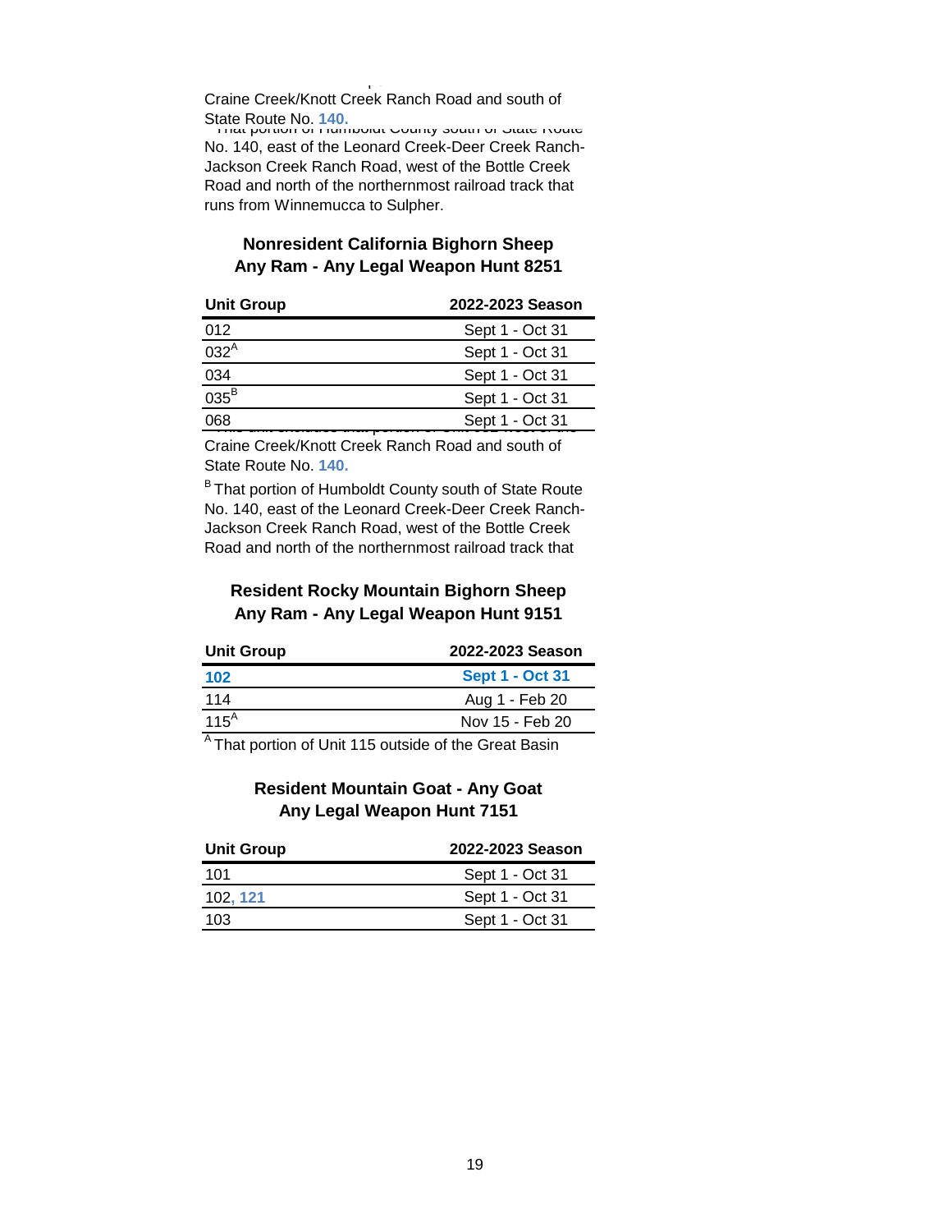Craine Creek/Knott Creek Ranch Road and south of State Route No. **140.**

That portion of Humboldt County south of State Route No. 140, east of the Leonard Creek-Deer Creek Ranch-Jackson Creek Ranch Road, west of the Bottle Creek Road and north of the northernmost railroad track that runs from Winnemucca to Sulpher.

### Nonresident California Bighorn Sheep Any Ram - Any Legal Weapon Hunt 8251

| Unit Group | 2022-2023 Season |
|---|---|
| 012 | Sept 1 - Oct 31 |
| 032[A] | Sept 1 - Oct 31 |
| 034 | Sept 1 - Oct 31 |
| 035[B] | Sept 1 - Oct 31 |
| 068 | Sept 1 - Oct 31 |

Craine Creek/Knott Creek Ranch Road and south of State Route No. **140.**

[B] That portion of Humboldt County south of State Route No. 140, east of the Leonard Creek-Deer Creek Ranch-Jackson Creek Ranch Road, west of the Bottle Creek Road and north of the northernmost railroad track that

### Resident Rocky Mountain Bighorn Sheep Any Ram - Any Legal Weapon Hunt 9151

| Unit Group | 2022-2023 Season |
|---|---|
| **102** | **Sept 1 - Oct 31** |
| 114 | Aug 1 - Feb 20 |
| 115[A] | Nov 15 - Feb 20 |

[A] That portion of Unit 115 outside of the Great Basin

### Resident Mountain Goat - Any Goat Any Legal Weapon Hunt 7151

| Unit Group | 2022-2023 Season |
|---|---|
| 101 | Sept 1 - Oct 31 |
| 102, **121** | Sept 1 - Oct 31 |
| 103 | Sept 1 - Oct 31 |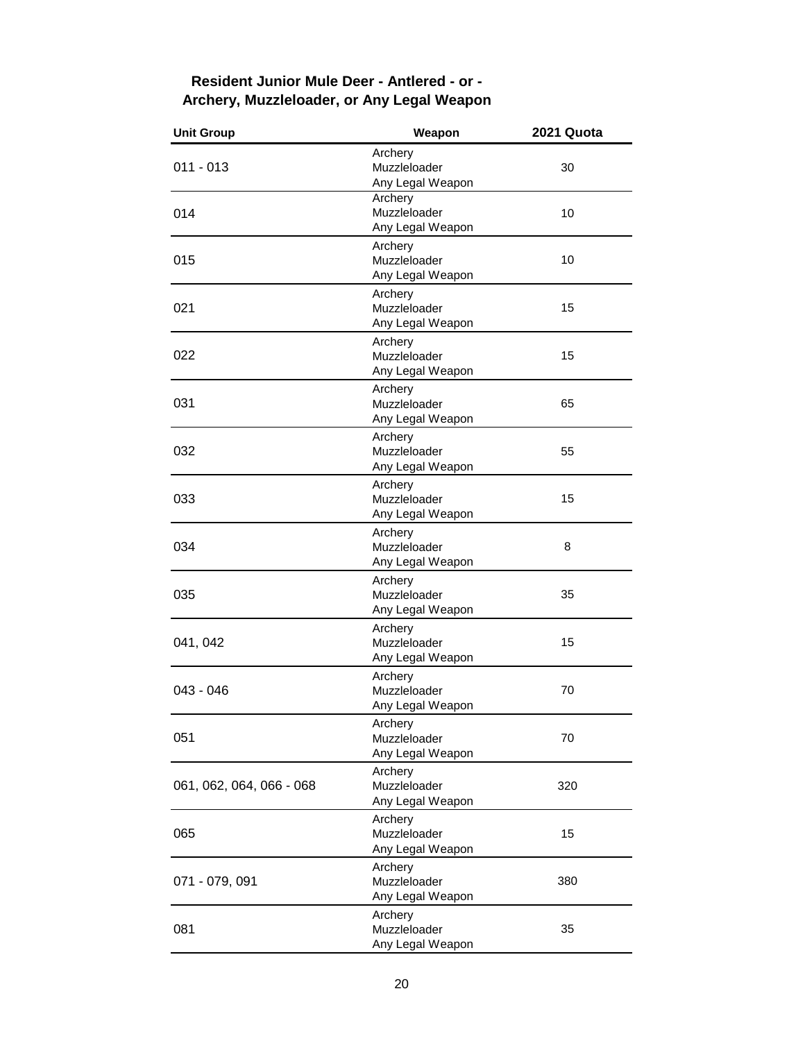## Resident Junior Mule Deer - Antlered - or - Archery, Muzzleloader, or Any Legal Weapon

| Unit Group | Weapon | 2021 Quota |
|---|---|---|
| 011 - 013 | Archery<br>Muzzleloader<br>Any Legal Weapon | 30 |
| 014 | Archery<br>Muzzleloader<br>Any Legal Weapon | 10 |
| 015 | Archery<br>Muzzleloader<br>Any Legal Weapon | 10 |
| 021 | Archery<br>Muzzleloader<br>Any Legal Weapon | 15 |
| 022 | Archery<br>Muzzleloader<br>Any Legal Weapon | 15 |
| 031 | Archery<br>Muzzleloader<br>Any Legal Weapon | 65 |
| 032 | Archery<br>Muzzleloader<br>Any Legal Weapon | 55 |
| 033 | Archery<br>Muzzleloader<br>Any Legal Weapon | 15 |
| 034 | Archery<br>Muzzleloader<br>Any Legal Weapon | 8 |
| 035 | Archery<br>Muzzleloader<br>Any Legal Weapon | 35 |
| 041, 042 | Archery<br>Muzzleloader<br>Any Legal Weapon | 15 |
| 043 - 046 | Archery<br>Muzzleloader<br>Any Legal Weapon | 70 |
| 051 | Archery<br>Muzzleloader<br>Any Legal Weapon | 70 |
| 061, 062, 064, 066 - 068 | Archery<br>Muzzleloader<br>Any Legal Weapon | 320 |
| 065 | Archery<br>Muzzleloader<br>Any Legal Weapon | 15 |
| 071 - 079, 091 | Archery<br>Muzzleloader<br>Any Legal Weapon | 380 |
| 081 | Archery<br>Muzzleloader<br>Any Legal Weapon | 35 |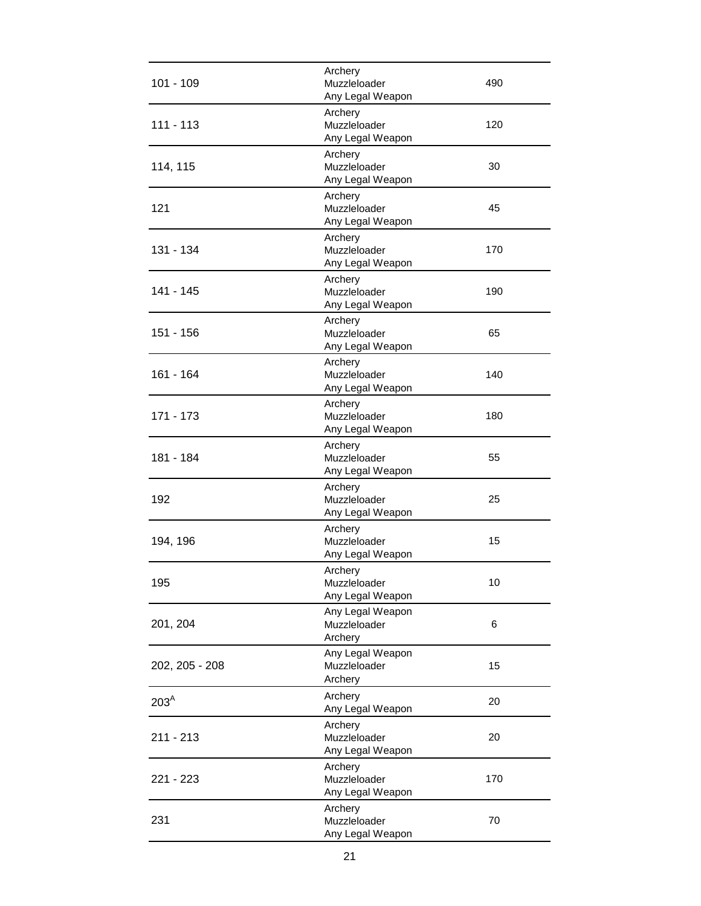| | | |
|---|---|---|
| 101 - 109 | Archery<br>Muzzleloader<br>Any Legal Weapon | 490 |
| 111 - 113 | Archery<br>Muzzleloader<br>Any Legal Weapon | 120 |
| 114, 115 | Archery<br>Muzzleloader<br>Any Legal Weapon | 30 |
| 121 | Archery<br>Muzzleloader<br>Any Legal Weapon | 45 |
| 131 - 134 | Archery<br>Muzzleloader<br>Any Legal Weapon | 170 |
| 141 - 145 | Archery<br>Muzzleloader<br>Any Legal Weapon | 190 |
| 151 - 156 | Archery<br>Muzzleloader<br>Any Legal Weapon | 65 |
| 161 - 164 | Archery<br>Muzzleloader<br>Any Legal Weapon | 140 |
| 171 - 173 | Archery<br>Muzzleloader<br>Any Legal Weapon | 180 |
| 181 - 184 | Archery<br>Muzzleloader<br>Any Legal Weapon | 55 |
| 192 | Archery<br>Muzzleloader<br>Any Legal Weapon | 25 |
| 194, 196 | Archery<br>Muzzleloader<br>Any Legal Weapon | 15 |
| 195 | Archery<br>Muzzleloader<br>Any Legal Weapon | 10 |
| 201, 204 | Any Legal Weapon<br>Muzzleloader<br>Archery | 6 |
| 202, 205 - 208 | Any Legal Weapon<br>Muzzleloader<br>Archery | 15 |
| 203[A] | Archery<br>Any Legal Weapon | 20 |
| 211 - 213 | Archery<br>Muzzleloader<br>Any Legal Weapon | 20 |
| 221 - 223 | Archery<br>Muzzleloader<br>Any Legal Weapon | 170 |
| 231 | Archery<br>Muzzleloader<br>Any Legal Weapon | 70 |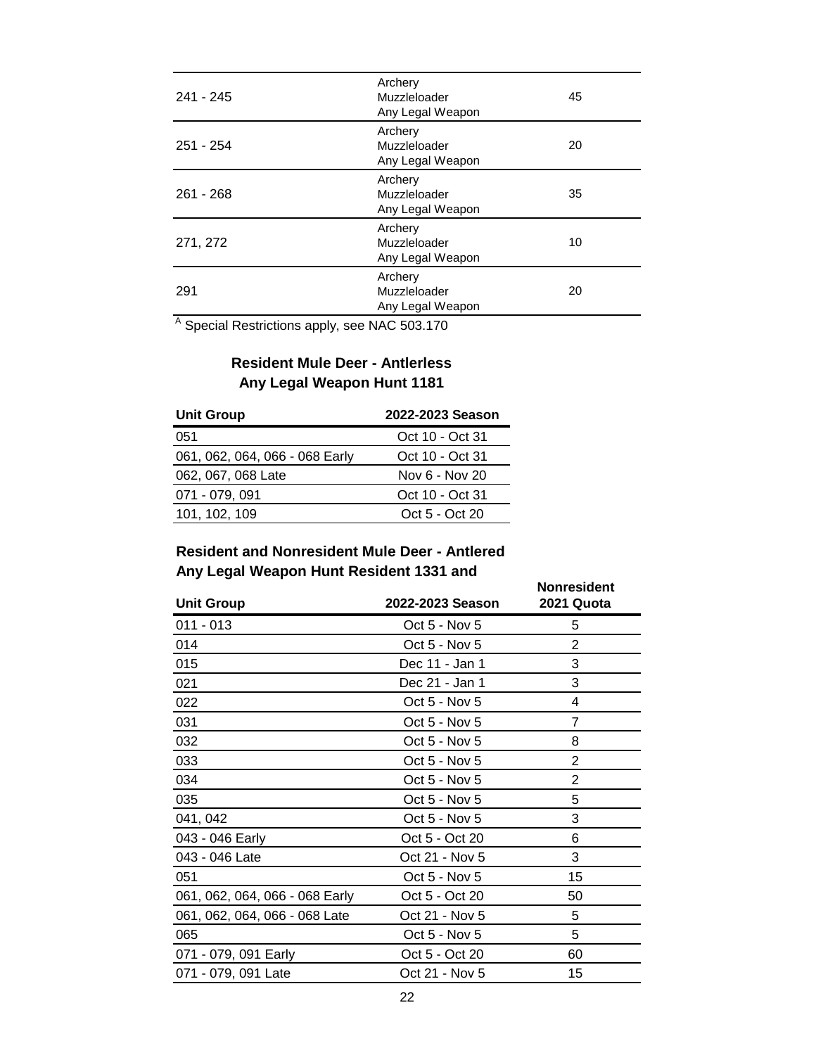| | | |
|---|---|---|
| 241 - 245 | Archery<br>Muzzleloader<br>Any Legal Weapon | 45 |
| 251 - 254 | Archery<br>Muzzleloader<br>Any Legal Weapon | 20 |
| 261 - 268 | Archery<br>Muzzleloader<br>Any Legal Weapon | 35 |
| 271, 272 | Archery<br>Muzzleloader<br>Any Legal Weapon | 10 |
| 291 | Archery<br>Muzzleloader<br>Any Legal Weapon | 20 |

[A] Special Restrictions apply, see NAC 503.170

### Resident Mule Deer - Antlerless Any Legal Weapon Hunt 1181

| Unit Group | 2022-2023 Season |
|---|---|
| 051 | Oct 10 - Oct 31 |
| 061, 062, 064, 066 - 068 Early | Oct 10 - Oct 31 |
| 062, 067, 068 Late | Nov 6 - Nov 20 |
| 071 - 079, 091 | Oct 10 - Oct 31 |
| 101, 102, 109 | Oct 5 - Oct 20 |

### Resident and Nonresident Mule Deer - Antlered Any Legal Weapon Hunt Resident 1331 and

| Unit Group | 2022-2023 Season | Nonresident 2021 Quota |
|---|---|---|
| 011 - 013 | Oct 5 - Nov 5 | 5 |
| 014 | Oct 5 - Nov 5 | 2 |
| 015 | Dec 11 - Jan 1 | 3 |
| 021 | Dec 21 - Jan 1 | 3 |
| 022 | Oct 5 - Nov 5 | 4 |
| 031 | Oct 5 - Nov 5 | 7 |
| 032 | Oct 5 - Nov 5 | 8 |
| 033 | Oct 5 - Nov 5 | 2 |
| 034 | Oct 5 - Nov 5 | 2 |
| 035 | Oct 5 - Nov 5 | 5 |
| 041, 042 | Oct 5 - Nov 5 | 3 |
| 043 - 046 Early | Oct 5 - Oct 20 | 6 |
| 043 - 046 Late | Oct 21 - Nov 5 | 3 |
| 051 | Oct 5 - Nov 5 | 15 |
| 061, 062, 064, 066 - 068 Early | Oct 5 - Oct 20 | 50 |
| 061, 062, 064, 066 - 068 Late | Oct 21 - Nov 5 | 5 |
| 065 | Oct 5 - Nov 5 | 5 |
| 071 - 079, 091 Early | Oct 5 - Oct 20 | 60 |
| 071 - 079, 091 Late | Oct 21 - Nov 5 | 15 |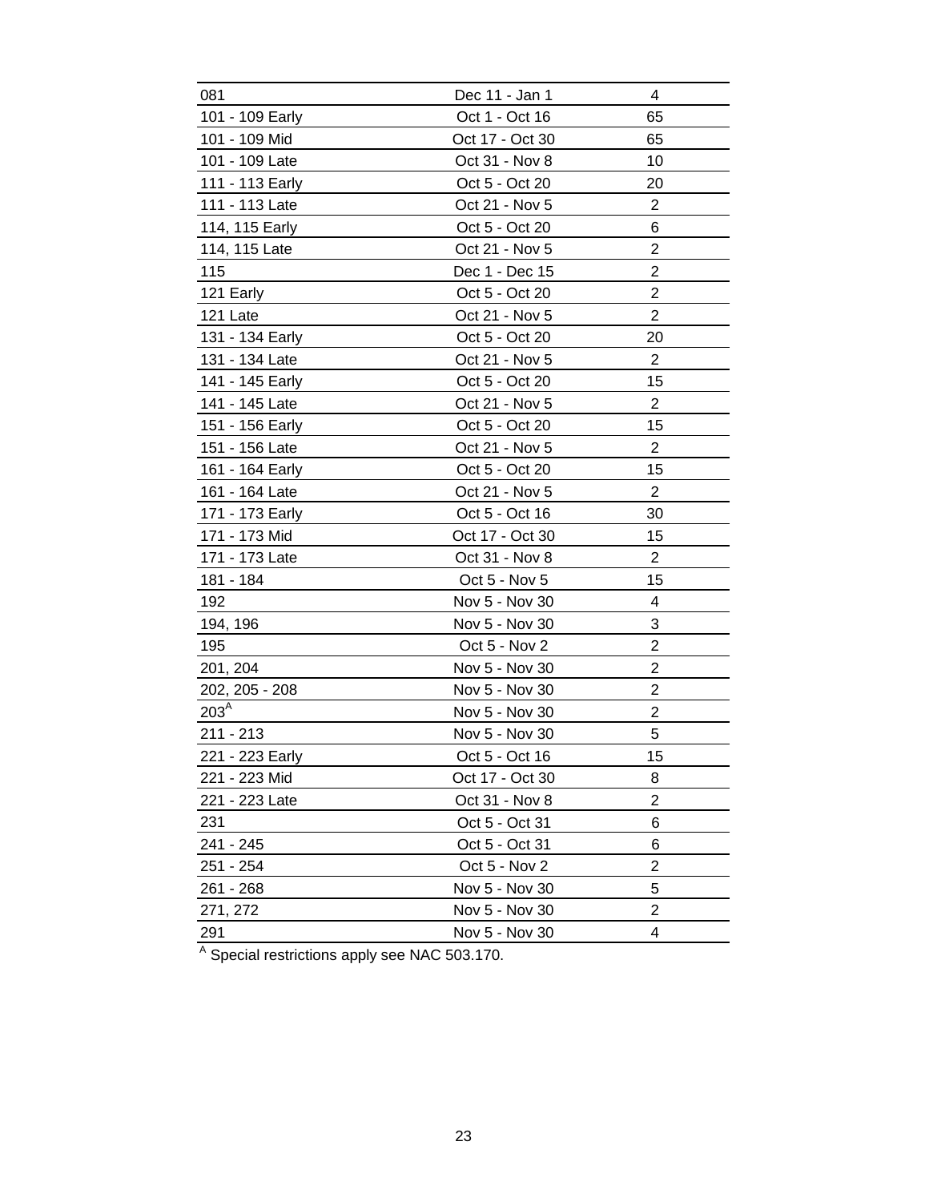| | | |
|---|---|---|
| 081 | Dec 11 - Jan 1 | 4 |
| 101 - 109 Early | Oct 1 - Oct 16 | 65 |
| 101 - 109 Mid | Oct 17 - Oct 30 | 65 |
| 101 - 109 Late | Oct 31 - Nov 8 | 10 |
| 111 - 113 Early | Oct 5 - Oct 20 | 20 |
| 111 - 113 Late | Oct 21 - Nov 5 | 2 |
| 114, 115 Early | Oct 5 - Oct 20 | 6 |
| 114, 115 Late | Oct 21 - Nov 5 | 2 |
| 115 | Dec 1 - Dec 15 | 2 |
| 121 Early | Oct 5 - Oct 20 | 2 |
| 121 Late | Oct 21 - Nov 5 | 2 |
| 131 - 134 Early | Oct 5 - Oct 20 | 20 |
| 131 - 134 Late | Oct 21 - Nov 5 | 2 |
| 141 - 145 Early | Oct 5 - Oct 20 | 15 |
| 141 - 145 Late | Oct 21 - Nov 5 | 2 |
| 151 - 156 Early | Oct 5 - Oct 20 | 15 |
| 151 - 156 Late | Oct 21 - Nov 5 | 2 |
| 161 - 164 Early | Oct 5 - Oct 20 | 15 |
| 161 - 164 Late | Oct 21 - Nov 5 | 2 |
| 171 - 173 Early | Oct 5 - Oct 16 | 30 |
| 171 - 173 Mid | Oct 17 - Oct 30 | 15 |
| 171 - 173 Late | Oct 31 - Nov 8 | 2 |
| 181 - 184 | Oct 5 - Nov 5 | 15 |
| 192 | Nov 5 - Nov 30 | 4 |
| 194, 196 | Nov 5 - Nov 30 | 3 |
| 195 | Oct 5 - Nov 2 | 2 |
| 201, 204 | Nov 5 - Nov 30 | 2 |
| 202, 205 - 208 | Nov 5 - Nov 30 | 2 |
| 203[A] | Nov 5 - Nov 30 | 2 |
| 211 - 213 | Nov 5 - Nov 30 | 5 |
| 221 - 223 Early | Oct 5 - Oct 16 | 15 |
| 221 - 223 Mid | Oct 17 - Oct 30 | 8 |
| 221 - 223 Late | Oct 31 - Nov 8 | 2 |
| 231 | Oct 5 - Oct 31 | 6 |
| 241 - 245 | Oct 5 - Oct 31 | 6 |
| 251 - 254 | Oct 5 - Nov 2 | 2 |
| 261 - 268 | Nov 5 - Nov 30 | 5 |
| 271, 272 | Nov 5 - Nov 30 | 2 |
| 291 | Nov 5 - Nov 30 | 4 |

[A] Special restrictions apply see NAC 503.170.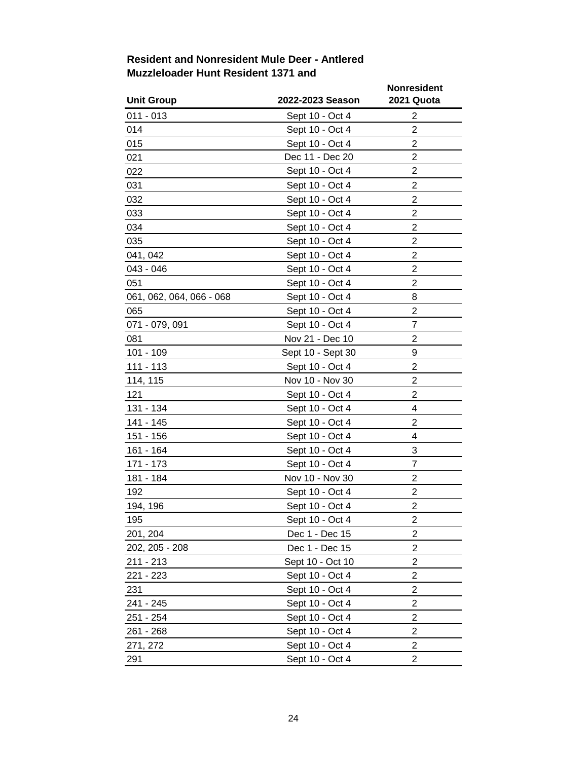**Resident and Nonresident Mule Deer - Antlered Muzzleloader Hunt Resident 1371 and**

| Unit Group | 2022-2023 Season | Nonresident 2021 Quota |
|---|---|---|
| 011 - 013 | Sept 10 - Oct 4 | 2 |
| 014 | Sept 10 - Oct 4 | 2 |
| 015 | Sept 10 - Oct 4 | 2 |
| 021 | Dec 11 - Dec 20 | 2 |
| 022 | Sept 10 - Oct 4 | 2 |
| 031 | Sept 10 - Oct 4 | 2 |
| 032 | Sept 10 - Oct 4 | 2 |
| 033 | Sept 10 - Oct 4 | 2 |
| 034 | Sept 10 - Oct 4 | 2 |
| 035 | Sept 10 - Oct 4 | 2 |
| 041, 042 | Sept 10 - Oct 4 | 2 |
| 043 - 046 | Sept 10 - Oct 4 | 2 |
| 051 | Sept 10 - Oct 4 | 2 |
| 061, 062, 064, 066 - 068 | Sept 10 - Oct 4 | 8 |
| 065 | Sept 10 - Oct 4 | 2 |
| 071 - 079, 091 | Sept 10 - Oct 4 | 7 |
| 081 | Nov 21 - Dec 10 | 2 |
| 101 - 109 | Sept 10 - Sept 30 | 9 |
| 111 - 113 | Sept 10 - Oct 4 | 2 |
| 114, 115 | Nov 10 - Nov 30 | 2 |
| 121 | Sept 10 - Oct 4 | 2 |
| 131 - 134 | Sept 10 - Oct 4 | 4 |
| 141 - 145 | Sept 10 - Oct 4 | 2 |
| 151 - 156 | Sept 10 - Oct 4 | 4 |
| 161 - 164 | Sept 10 - Oct 4 | 3 |
| 171 - 173 | Sept 10 - Oct 4 | 7 |
| 181 - 184 | Nov 10 - Nov 30 | 2 |
| 192 | Sept 10 - Oct 4 | 2 |
| 194, 196 | Sept 10 - Oct 4 | 2 |
| 195 | Sept 10 - Oct 4 | 2 |
| 201, 204 | Dec 1 - Dec 15 | 2 |
| 202, 205 - 208 | Dec 1 - Dec 15 | 2 |
| 211 - 213 | Sept 10 - Oct 10 | 2 |
| 221 - 223 | Sept 10 - Oct 4 | 2 |
| 231 | Sept 10 - Oct 4 | 2 |
| 241 - 245 | Sept 10 - Oct 4 | 2 |
| 251 - 254 | Sept 10 - Oct 4 | 2 |
| 261 - 268 | Sept 10 - Oct 4 | 2 |
| 271, 272 | Sept 10 - Oct 4 | 2 |
| 291 | Sept 10 - Oct 4 | 2 |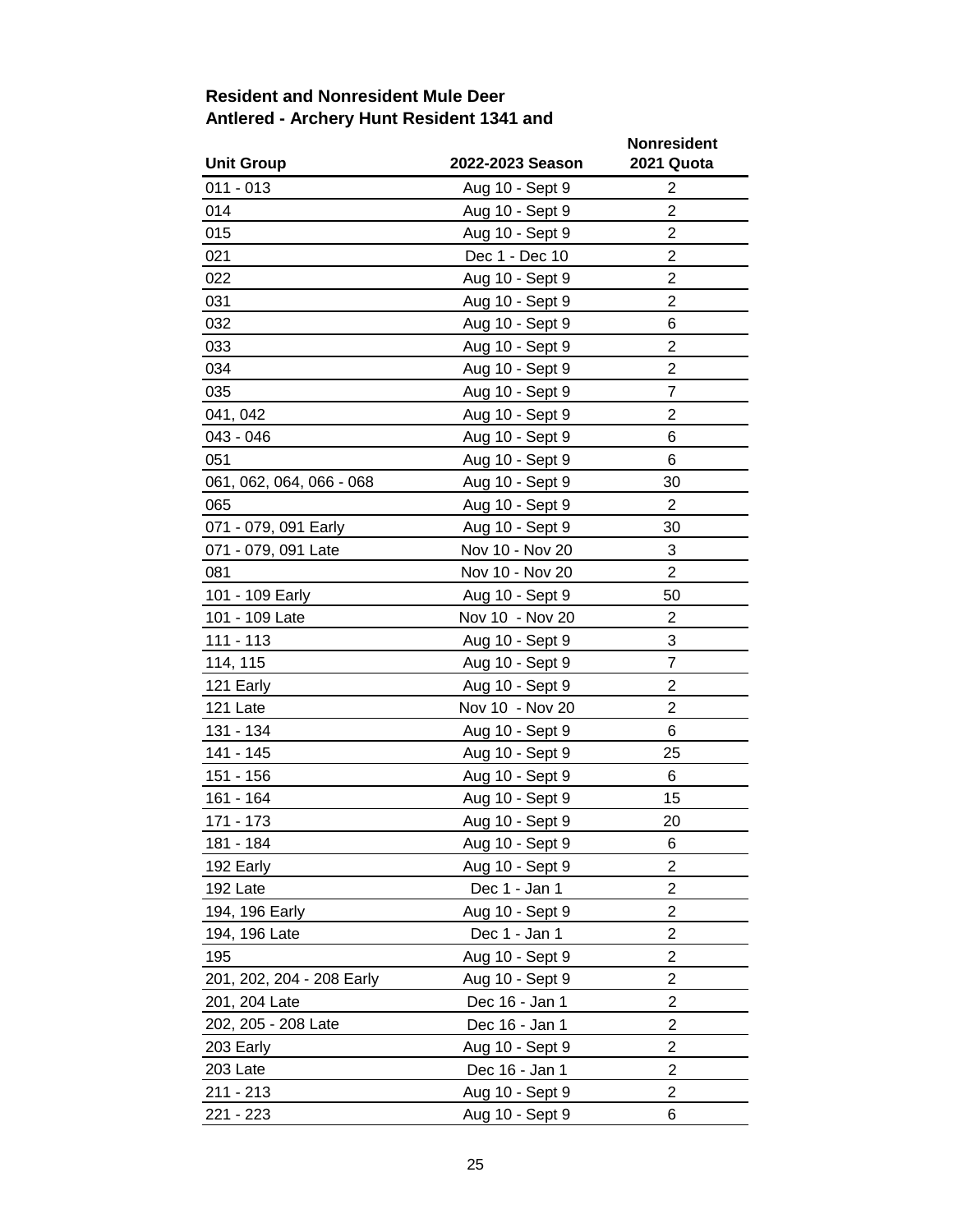**Resident and Nonresident Mule Deer**
**Antlered - Archery Hunt Resident 1341 and**

| Unit Group | 2022-2023 Season | Nonresident 2021 Quota |
|---|---|---|
| 011 - 013 | Aug 10 - Sept 9 | 2 |
| 014 | Aug 10 - Sept 9 | 2 |
| 015 | Aug 10 - Sept 9 | 2 |
| 021 | Dec 1 - Dec 10 | 2 |
| 022 | Aug 10 - Sept 9 | 2 |
| 031 | Aug 10 - Sept 9 | 2 |
| 032 | Aug 10 - Sept 9 | 6 |
| 033 | Aug 10 - Sept 9 | 2 |
| 034 | Aug 10 - Sept 9 | 2 |
| 035 | Aug 10 - Sept 9 | 7 |
| 041, 042 | Aug 10 - Sept 9 | 2 |
| 043 - 046 | Aug 10 - Sept 9 | 6 |
| 051 | Aug 10 - Sept 9 | 6 |
| 061, 062, 064, 066 - 068 | Aug 10 - Sept 9 | 30 |
| 065 | Aug 10 - Sept 9 | 2 |
| 071 - 079, 091 Early | Aug 10 - Sept 9 | 30 |
| 071 - 079, 091 Late | Nov 10 - Nov 20 | 3 |
| 081 | Nov 10 - Nov 20 | 2 |
| 101 - 109 Early | Aug 10 - Sept 9 | 50 |
| 101 - 109 Late | Nov 10 - Nov 20 | 2 |
| 111 - 113 | Aug 10 - Sept 9 | 3 |
| 114, 115 | Aug 10 - Sept 9 | 7 |
| 121 Early | Aug 10 - Sept 9 | 2 |
| 121 Late | Nov 10 - Nov 20 | 2 |
| 131 - 134 | Aug 10 - Sept 9 | 6 |
| 141 - 145 | Aug 10 - Sept 9 | 25 |
| 151 - 156 | Aug 10 - Sept 9 | 6 |
| 161 - 164 | Aug 10 - Sept 9 | 15 |
| 171 - 173 | Aug 10 - Sept 9 | 20 |
| 181 - 184 | Aug 10 - Sept 9 | 6 |
| 192 Early | Aug 10 - Sept 9 | 2 |
| 192 Late | Dec 1 - Jan 1 | 2 |
| 194, 196 Early | Aug 10 - Sept 9 | 2 |
| 194, 196 Late | Dec 1 - Jan 1 | 2 |
| 195 | Aug 10 - Sept 9 | 2 |
| 201, 202, 204 - 208 Early | Aug 10 - Sept 9 | 2 |
| 201, 204 Late | Dec 16 - Jan 1 | 2 |
| 202, 205 - 208 Late | Dec 16 - Jan 1 | 2 |
| 203 Early | Aug 10 - Sept 9 | 2 |
| 203 Late | Dec 16 - Jan 1 | 2 |
| 211 - 213 | Aug 10 - Sept 9 | 2 |
| 221 - 223 | Aug 10 - Sept 9 | 6 |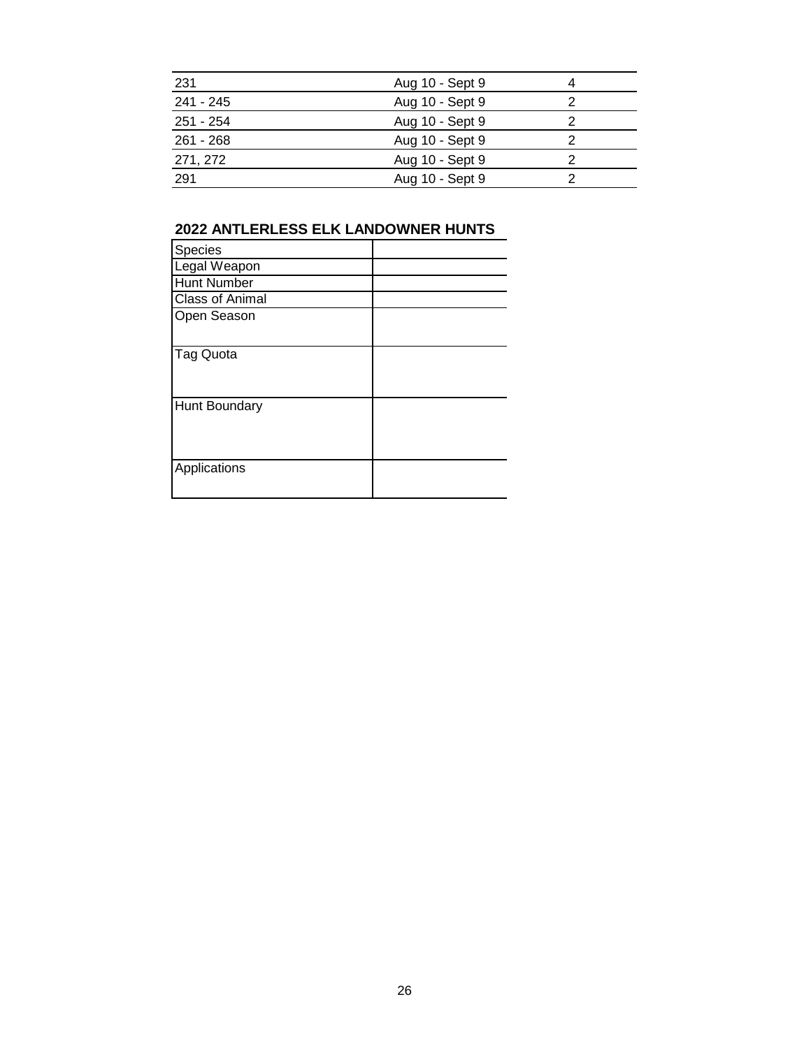| | | |
|---|---|---|
| 231 | Aug 10 - Sept 9 | 4 |
| 241 - 245 | Aug 10 - Sept 9 | 2 |
| 251 - 254 | Aug 10 - Sept 9 | 2 |
| 261 - 268 | Aug 10 - Sept 9 | 2 |
| 271, 272 | Aug 10 - Sept 9 | 2 |
| 291 | Aug 10 - Sept 9 | 2 |

**2022 ANTLERLESS ELK LANDOWNER HUNTS**

| | |
|---|---|
| Species | |
| Legal Weapon | |
| Hunt Number | |
| Class of Animal | |
| Open Season | |
| Tag Quota | |
| Hunt Boundary | |
| Applications | |